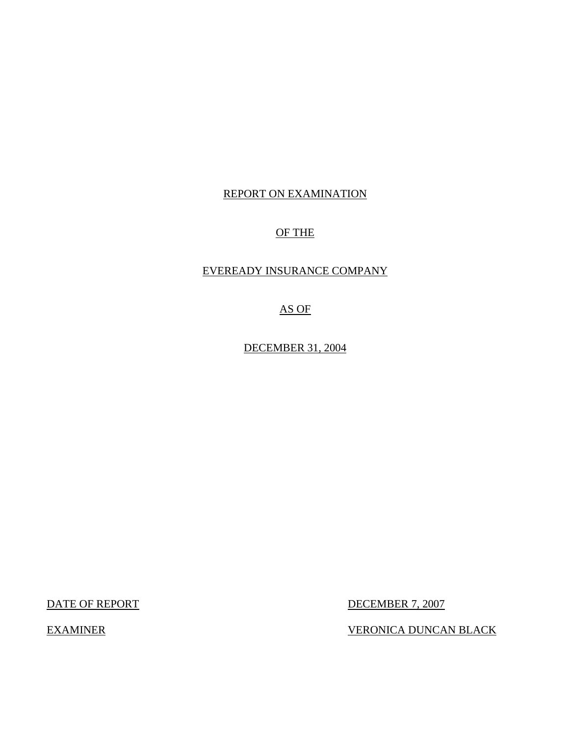# REPORT ON EXAMINATION

# OF THE

# EVEREADY INSURANCE COMPANY

# AS OF

# DECEMBER 31, 2004

| DATE OF REPORT | DECEMBER 7, 2007 |
|---|---|
| EXAMINER | VERONICA DUNCAN BLACK |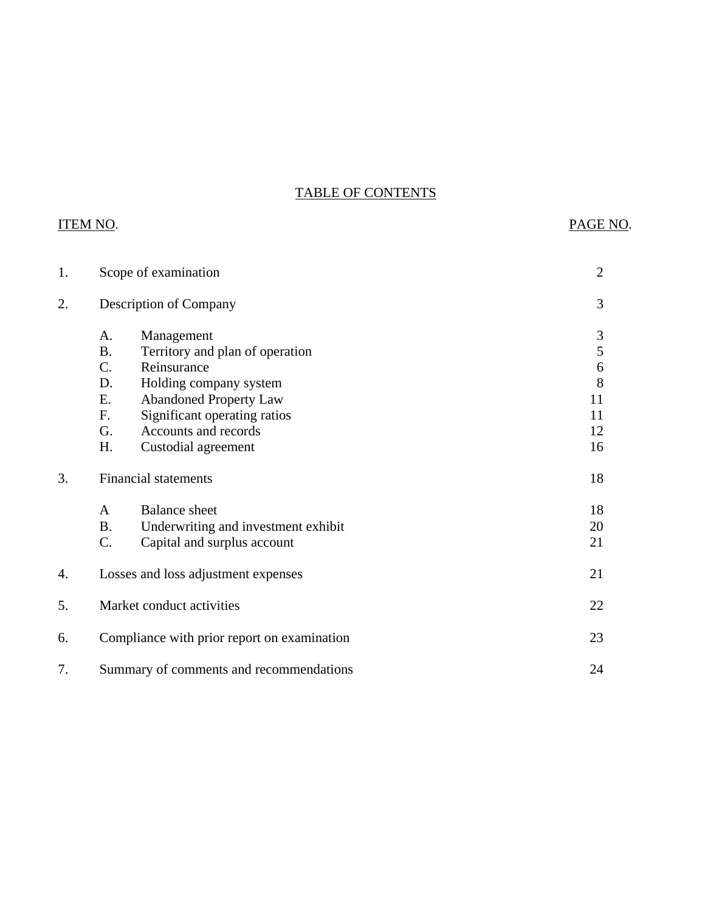## TABLE OF CONTENTS

| ITEM NO. | | | PAGE NO. |
|---|---|---|---|
| 1. | Scope of examination | | 2 |
| 2. | Description of Company | | 3 |
| | A. | Management | 3 |
| | B. | Territory and plan of operation | 5 |
| | C. | Reinsurance | 6 |
| | D. | Holding company system | 8 |
| | E. | Abandoned Property Law | 11 |
| | F. | Significant operating ratios | 11 |
| | G. | Accounts and records | 12 |
| | H. | Custodial agreement | 16 |
| 3. | Financial statements | | 18 |
| | A | Balance sheet | 18 |
| | B. | Underwriting and investment exhibit | 20 |
| | C. | Capital and surplus account | 21 |
| 4. | Losses and loss adjustment expenses | | 21 |
| 5. | Market conduct activities | | 22 |
| 6. | Compliance with prior report on examination | | 23 |
| 7. | Summary of comments and recommendations | | 24 |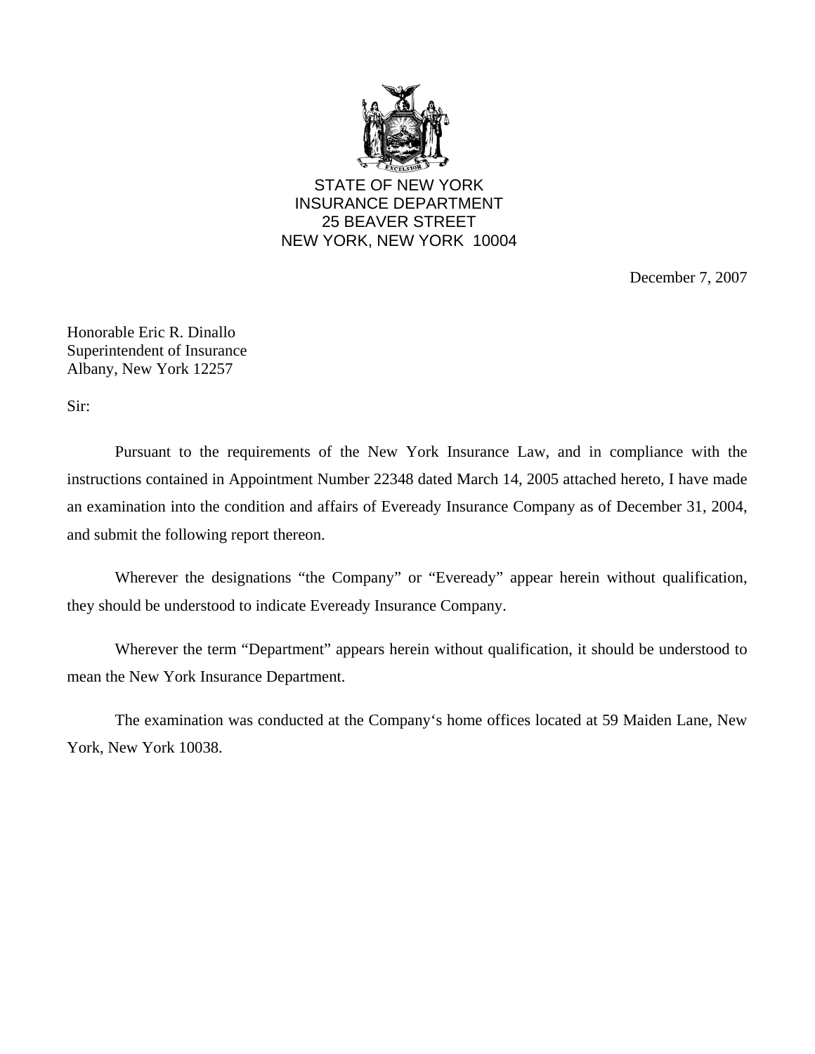STATE OF NEW YORK
INSURANCE DEPARTMENT
25 BEAVER STREET
NEW YORK, NEW YORK 10004

December 7, 2007

Honorable Eric R. Dinallo
Superintendent of Insurance
Albany, New York 12257

Sir:

Pursuant to the requirements of the New York Insurance Law, and in compliance with the instructions contained in Appointment Number 22348 dated March 14, 2005 attached hereto, I have made an examination into the condition and affairs of Eveready Insurance Company as of December 31, 2004, and submit the following report thereon.

Wherever the designations "the Company" or "Eveready" appear herein without qualification, they should be understood to indicate Eveready Insurance Company.

Wherever the term "Department" appears herein without qualification, it should be understood to mean the New York Insurance Department.

The examination was conducted at the Company's home offices located at 59 Maiden Lane, New York, New York 10038.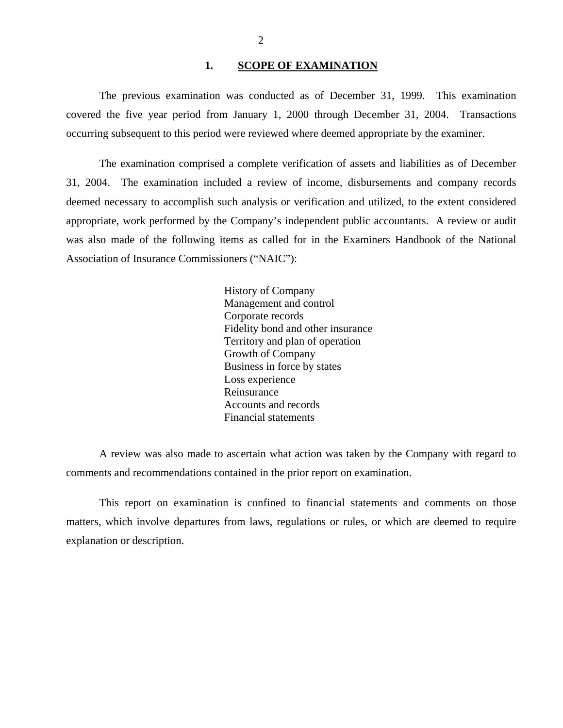## 1. SCOPE OF EXAMINATION

The previous examination was conducted as of December 31, 1999. This examination covered the five year period from January 1, 2000 through December 31, 2004. Transactions occurring subsequent to this period were reviewed where deemed appropriate by the examiner.

The examination comprised a complete verification of assets and liabilities as of December 31, 2004. The examination included a review of income, disbursements and company records deemed necessary to accomplish such analysis or verification and utilized, to the extent considered appropriate, work performed by the Company's independent public accountants. A review or audit was also made of the following items as called for in the Examiners Handbook of the National Association of Insurance Commissioners ("NAIC"):

- History of Company
- Management and control
- Corporate records
- Fidelity bond and other insurance
- Territory and plan of operation
- Growth of Company
- Business in force by states
- Loss experience
- Reinsurance
- Accounts and records
- Financial statements

A review was also made to ascertain what action was taken by the Company with regard to comments and recommendations contained in the prior report on examination.

This report on examination is confined to financial statements and comments on those matters, which involve departures from laws, regulations or rules, or which are deemed to require explanation or description.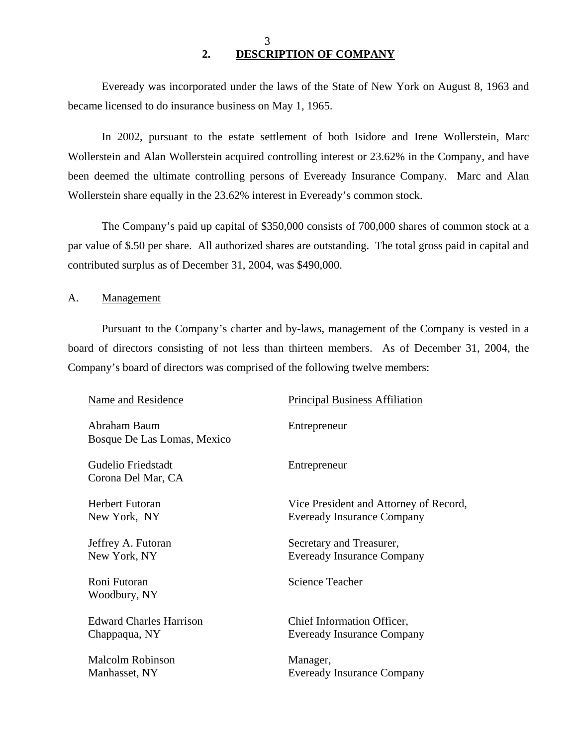## 2. DESCRIPTION OF COMPANY

Eveready was incorporated under the laws of the State of New York on August 8, 1963 and became licensed to do insurance business on May 1, 1965.

In 2002, pursuant to the estate settlement of both Isidore and Irene Wollerstein, Marc Wollerstein and Alan Wollerstein acquired controlling interest or 23.62% in the Company, and have been deemed the ultimate controlling persons of Eveready Insurance Company. Marc and Alan Wollerstein share equally in the 23.62% interest in Eveready's common stock.

The Company's paid up capital of $350,000 consists of 700,000 shares of common stock at a par value of $.50 per share. All authorized shares are outstanding. The total gross paid in capital and contributed surplus as of December 31, 2004, was $490,000.

### A. Management

Pursuant to the Company's charter and by-laws, management of the Company is vested in a board of directors consisting of not less than thirteen members. As of December 31, 2004, the Company's board of directors was comprised of the following twelve members:

| Name and Residence | Principal Business Affiliation |
|---|---|
| Abraham Baum<br>Bosque De Las Lomas, Mexico | Entrepreneur |
| Gudelio Friedstadt<br>Corona Del Mar, CA | Entrepreneur |
| Herbert Futoran<br>New York, NY | Vice President and Attorney of Record,<br>Eveready Insurance Company |
| Jeffrey A. Futoran<br>New York, NY | Secretary and Treasurer,<br>Eveready Insurance Company |
| Roni Futoran<br>Woodbury, NY | Science Teacher |
| Edward Charles Harrison<br>Chappaqua, NY | Chief Information Officer,<br>Eveready Insurance Company |
| Malcolm Robinson<br>Manhasset, NY | Manager,<br>Eveready Insurance Company |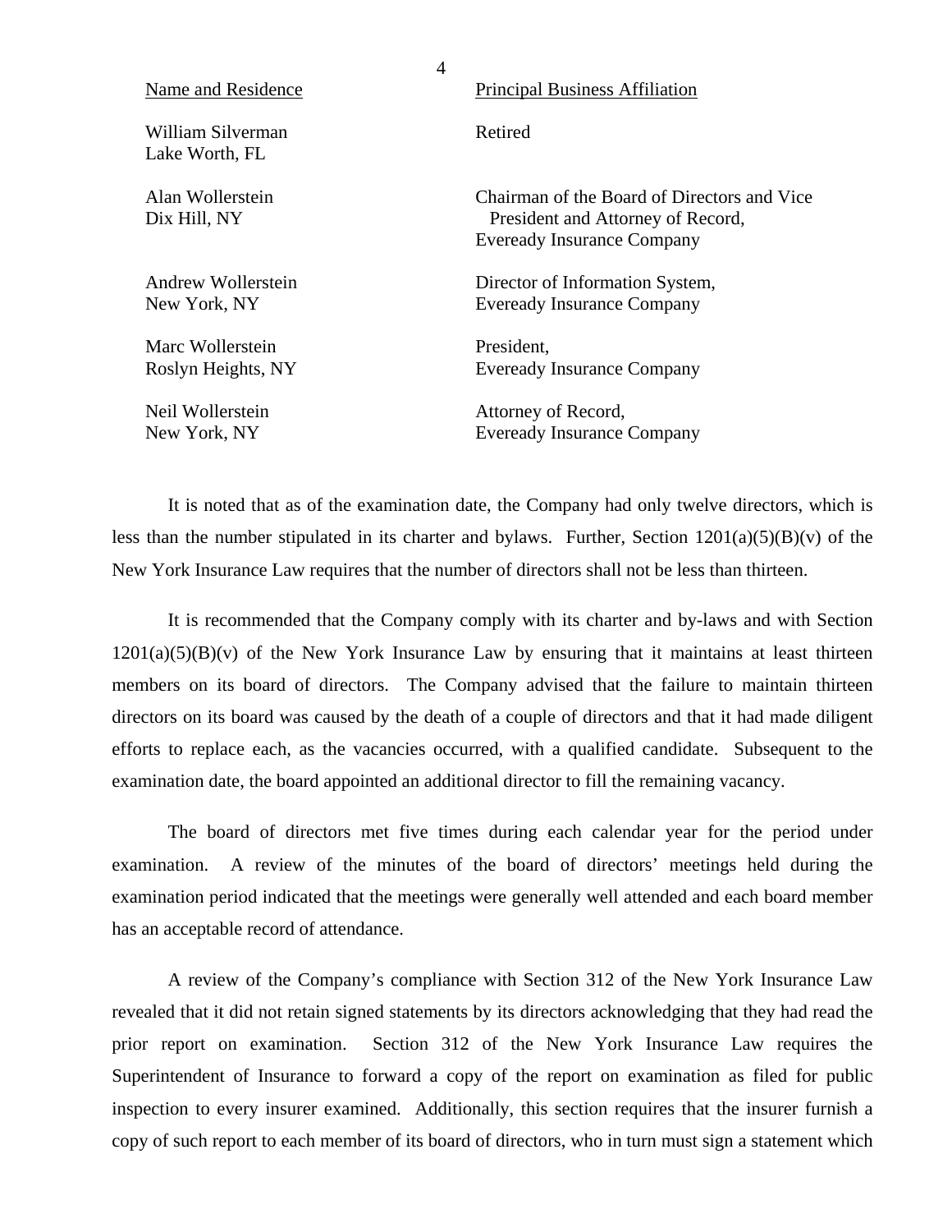| Name and Residence | Principal Business Affiliation |
|---|---|
| William Silverman<br>Lake Worth, FL | Retired |
| Alan Wollerstein<br>Dix Hill, NY | Chairman of the Board of Directors and Vice President and Attorney of Record, Eveready Insurance Company |
| Andrew Wollerstein<br>New York, NY | Director of Information System, Eveready Insurance Company |
| Marc Wollerstein<br>Roslyn Heights, NY | President, Eveready Insurance Company |
| Neil Wollerstein<br>New York, NY | Attorney of Record, Eveready Insurance Company |

It is noted that as of the examination date, the Company had only twelve directors, which is less than the number stipulated in its charter and bylaws. Further, Section 1201(a)(5)(B)(v) of the New York Insurance Law requires that the number of directors shall not be less than thirteen.

It is recommended that the Company comply with its charter and by-laws and with Section 1201(a)(5)(B)(v) of the New York Insurance Law by ensuring that it maintains at least thirteen members on its board of directors. The Company advised that the failure to maintain thirteen directors on its board was caused by the death of a couple of directors and that it had made diligent efforts to replace each, as the vacancies occurred, with a qualified candidate. Subsequent to the examination date, the board appointed an additional director to fill the remaining vacancy.

The board of directors met five times during each calendar year for the period under examination. A review of the minutes of the board of directors' meetings held during the examination period indicated that the meetings were generally well attended and each board member has an acceptable record of attendance.

A review of the Company's compliance with Section 312 of the New York Insurance Law revealed that it did not retain signed statements by its directors acknowledging that they had read the prior report on examination. Section 312 of the New York Insurance Law requires the Superintendent of Insurance to forward a copy of the report on examination as filed for public inspection to every insurer examined. Additionally, this section requires that the insurer furnish a copy of such report to each member of its board of directors, who in turn must sign a statement which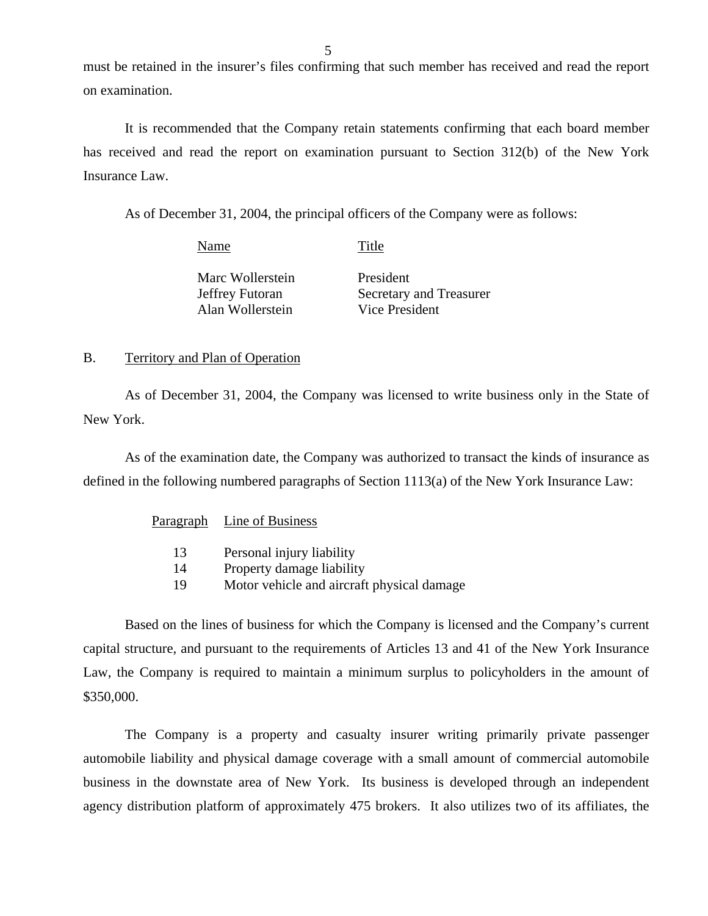must be retained in the insurer's files confirming that such member has received and read the report on examination.

It is recommended that the Company retain statements confirming that each board member has received and read the report on examination pursuant to Section 312(b) of the New York Insurance Law.

As of December 31, 2004, the principal officers of the Company were as follows:

| Name | Title |
|---|---|
| Marc Wollerstein | President |
| Jeffrey Futoran | Secretary and Treasurer |
| Alan Wollerstein | Vice President |

B. Territory and Plan of Operation

As of December 31, 2004, the Company was licensed to write business only in the State of New York.

As of the examination date, the Company was authorized to transact the kinds of insurance as defined in the following numbered paragraphs of Section 1113(a) of the New York Insurance Law:

| Paragraph | Line of Business |
|---|---|
| 13 | Personal injury liability |
| 14 | Property damage liability |
| 19 | Motor vehicle and aircraft physical damage |

Based on the lines of business for which the Company is licensed and the Company's current capital structure, and pursuant to the requirements of Articles 13 and 41 of the New York Insurance Law, the Company is required to maintain a minimum surplus to policyholders in the amount of $350,000.

The Company is a property and casualty insurer writing primarily private passenger automobile liability and physical damage coverage with a small amount of commercial automobile business in the downstate area of New York. Its business is developed through an independent agency distribution platform of approximately 475 brokers. It also utilizes two of its affiliates, the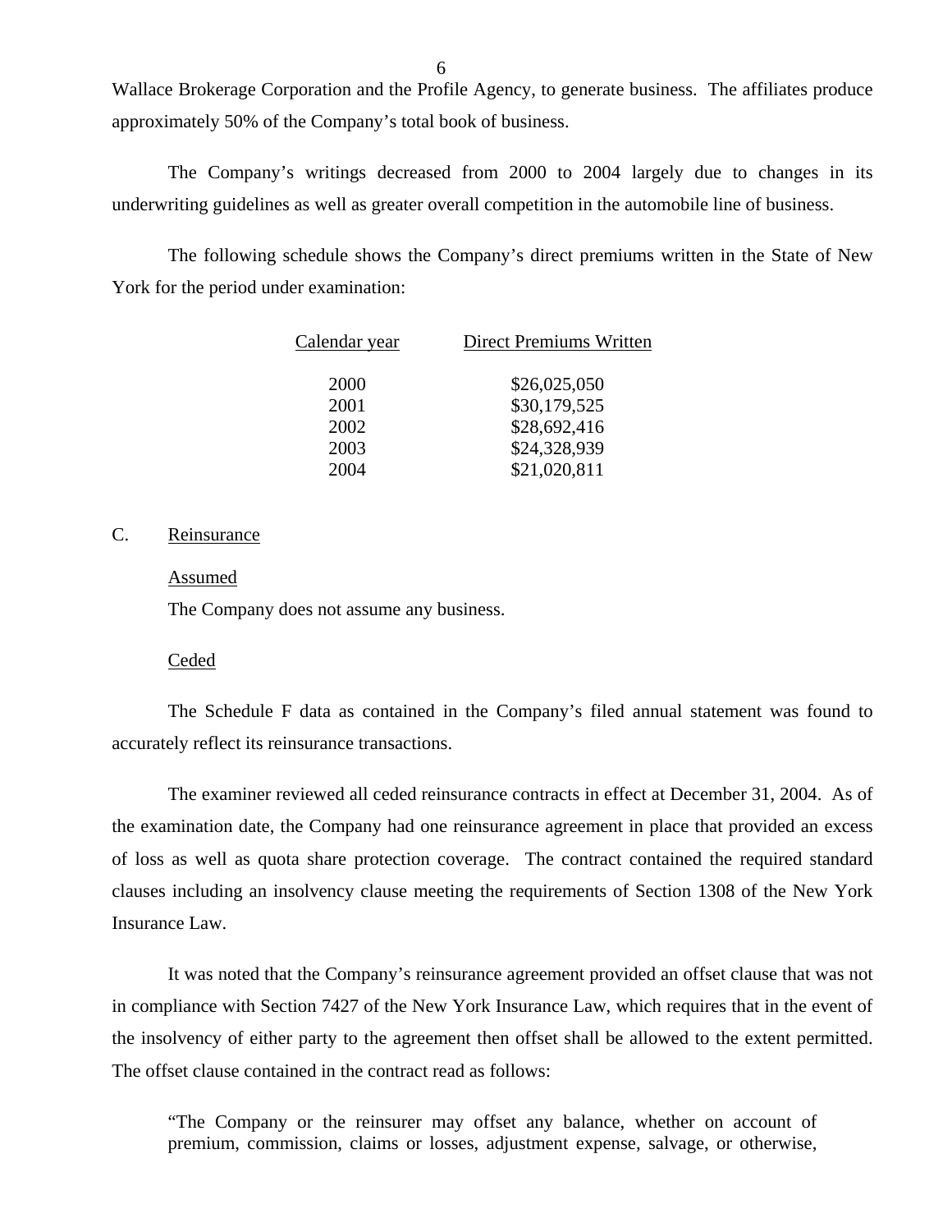Wallace Brokerage Corporation and the Profile Agency, to generate business. The affiliates produce approximately 50% of the Company's total book of business.

The Company's writings decreased from 2000 to 2004 largely due to changes in its underwriting guidelines as well as greater overall competition in the automobile line of business.

The following schedule shows the Company's direct premiums written in the State of New York for the period under examination:

| Calendar year | Direct Premiums Written |
|---|---|
| 2000 | $26,025,050 |
| 2001 | $30,179,525 |
| 2002 | $28,692,416 |
| 2003 | $24,328,939 |
| 2004 | $21,020,811 |

C. Reinsurance

Assumed

The Company does not assume any business.

Ceded

The Schedule F data as contained in the Company's filed annual statement was found to accurately reflect its reinsurance transactions.

The examiner reviewed all ceded reinsurance contracts in effect at December 31, 2004. As of the examination date, the Company had one reinsurance agreement in place that provided an excess of loss as well as quota share protection coverage. The contract contained the required standard clauses including an insolvency clause meeting the requirements of Section 1308 of the New York Insurance Law.

It was noted that the Company's reinsurance agreement provided an offset clause that was not in compliance with Section 7427 of the New York Insurance Law, which requires that in the event of the insolvency of either party to the agreement then offset shall be allowed to the extent permitted. The offset clause contained in the contract read as follows:

> "The Company or the reinsurer may offset any balance, whether on account of premium, commission, claims or losses, adjustment expense, salvage, or otherwise,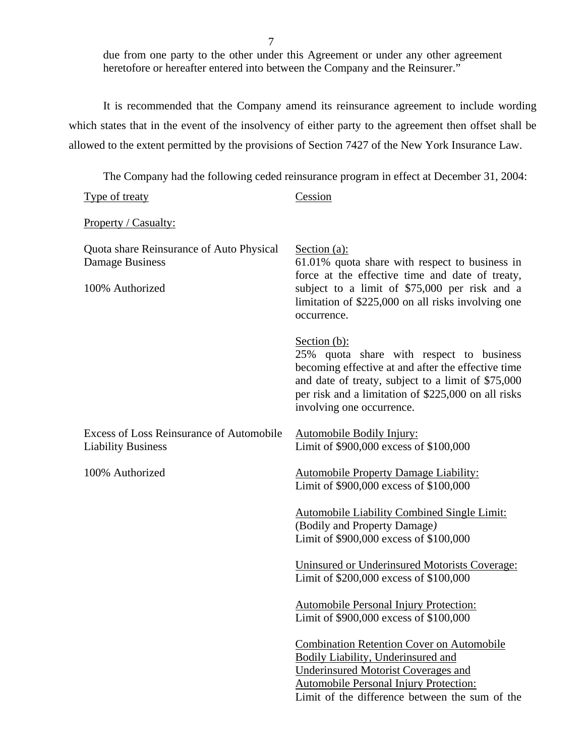due from one party to the other under this Agreement or under any other agreement heretofore or hereafter entered into between the Company and the Reinsurer."

It is recommended that the Company amend its reinsurance agreement to include wording which states that in the event of the insolvency of either party to the agreement then offset shall be allowed to the extent permitted by the provisions of Section 7427 of the New York Insurance Law.

The Company had the following ceded reinsurance program in effect at December 31, 2004:

| Type of treaty | Cession |
|---|---|
| Property / Casualty: | |
| Quota share Reinsurance of Auto Physical Damage Business<br><br>100% Authorized | Section (a):<br>61.01% quota share with respect to business in force at the effective time and date of treaty, subject to a limit of $75,000 per risk and a limitation of $225,000 on all risks involving one occurrence.<br><br>Section (b):<br>25% quota share with respect to business becoming effective at and after the effective time and date of treaty, subject to a limit of $75,000 per risk and a limitation of $225,000 on all risks involving one occurrence. |
| Excess of Loss Reinsurance of Automobile Liability Business<br><br>100% Authorized | Automobile Bodily Injury:<br>Limit of $900,000 excess of $100,000<br><br>Automobile Property Damage Liability:<br>Limit of $900,000 excess of $100,000<br><br>Automobile Liability Combined Single Limit:<br>(Bodily and Property Damage)<br>Limit of $900,000 excess of $100,000<br><br>Uninsured or Underinsured Motorists Coverage:<br>Limit of $200,000 excess of $100,000<br><br>Automobile Personal Injury Protection:<br>Limit of $900,000 excess of $100,000<br><br>Combination Retention Cover on Automobile Bodily Liability, Underinsured and Underinsured Motorist Coverages and Automobile Personal Injury Protection:<br>Limit of the difference between the sum of the |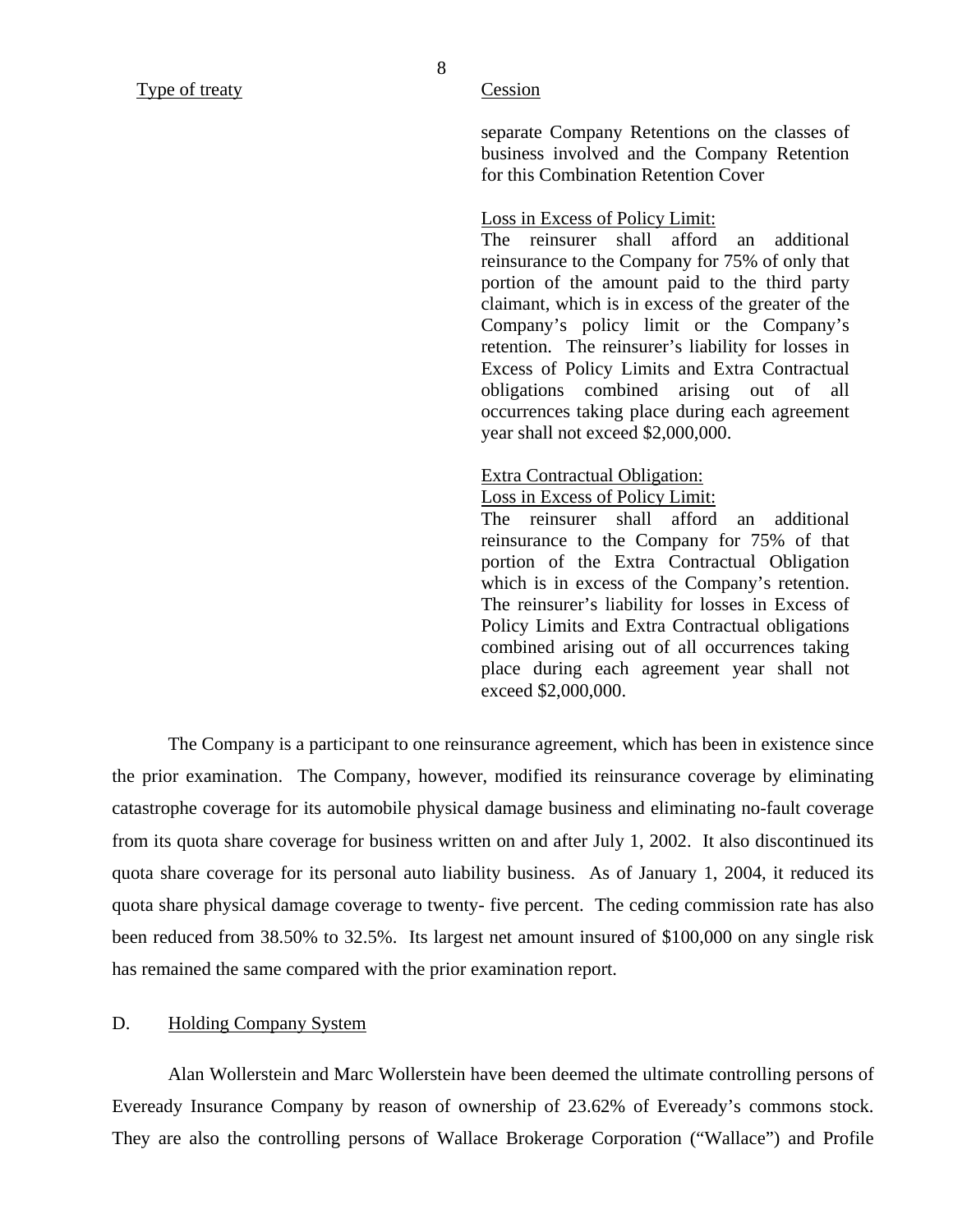| Type of treaty | Cession |
|---|---|
| | separate Company Retentions on the classes of business involved and the Company Retention for this Combination Retention Cover<br><br>Loss in Excess of Policy Limit:<br>The reinsurer shall afford an additional reinsurance to the Company for 75% of only that portion of the amount paid to the third party claimant, which is in excess of the greater of the Company's policy limit or the Company's retention. The reinsurer's liability for losses in Excess of Policy Limits and Extra Contractual obligations combined arising out of all occurrences taking place during each agreement year shall not exceed $2,000,000.<br><br>Extra Contractual Obligation:<br>Loss in Excess of Policy Limit:<br>The reinsurer shall afford an additional reinsurance to the Company for 75% of that portion of the Extra Contractual Obligation which is in excess of the Company's retention. The reinsurer's liability for losses in Excess of Policy Limits and Extra Contractual obligations combined arising out of all occurrences taking place during each agreement year shall not exceed $2,000,000. |

The Company is a participant to one reinsurance agreement, which has been in existence since the prior examination. The Company, however, modified its reinsurance coverage by eliminating catastrophe coverage for its automobile physical damage business and eliminating no-fault coverage from its quota share coverage for business written on and after July 1, 2002. It also discontinued its quota share coverage for its personal auto liability business. As of January 1, 2004, it reduced its quota share physical damage coverage to twenty- five percent. The ceding commission rate has also been reduced from 38.50% to 32.5%. Its largest net amount insured of $100,000 on any single risk has remained the same compared with the prior examination report.

## D. Holding Company System

Alan Wollerstein and Marc Wollerstein have been deemed the ultimate controlling persons of Eveready Insurance Company by reason of ownership of 23.62% of Eveready's commons stock. They are also the controlling persons of Wallace Brokerage Corporation ("Wallace") and Profile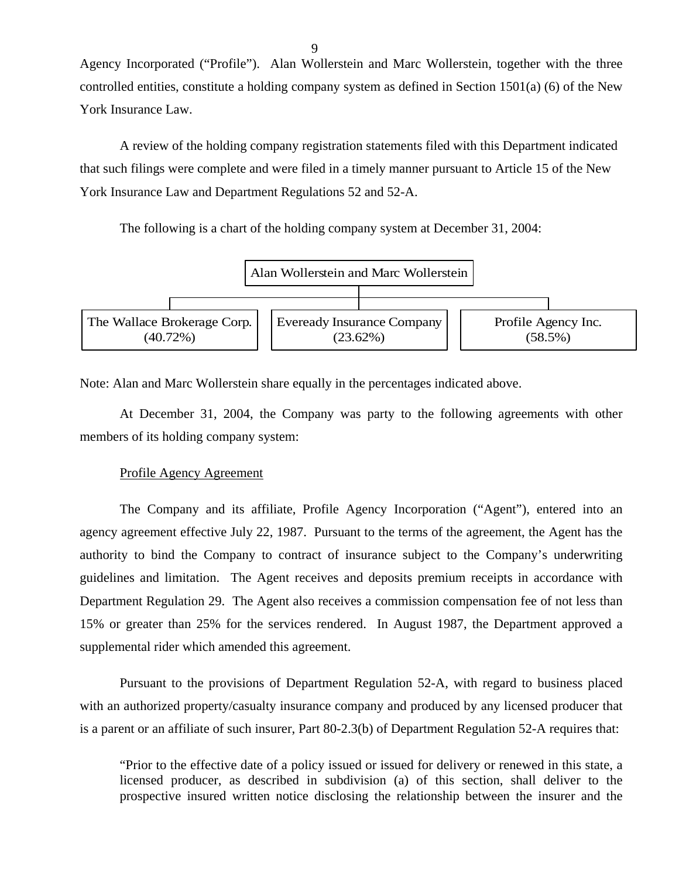Agency Incorporated ("Profile"). Alan Wollerstein and Marc Wollerstein, together with the three controlled entities, constitute a holding company system as defined in Section 1501(a) (6) of the New York Insurance Law.

A review of the holding company registration statements filed with this Department indicated that such filings were complete and were filed in a timely manner pursuant to Article 15 of the New York Insurance Law and Department Regulations 52 and 52-A.

The following is a chart of the holding company system at December 31, 2004:

| Alan Wollerstein and Marc Wollerstein | | |
|---|---|---|
| The Wallace Brokerage Corp. (40.72%) | Eveready Insurance Company (23.62%) | Profile Agency Inc. (58.5%) |

Note: Alan and Marc Wollerstein share equally in the percentages indicated above.

At December 31, 2004, the Company was party to the following agreements with other members of its holding company system:

Profile Agency Agreement

The Company and its affiliate, Profile Agency Incorporation ("Agent"), entered into an agency agreement effective July 22, 1987. Pursuant to the terms of the agreement, the Agent has the authority to bind the Company to contract of insurance subject to the Company's underwriting guidelines and limitation. The Agent receives and deposits premium receipts in accordance with Department Regulation 29. The Agent also receives a commission compensation fee of not less than 15% or greater than 25% for the services rendered. In August 1987, the Department approved a supplemental rider which amended this agreement.

Pursuant to the provisions of Department Regulation 52-A, with regard to business placed with an authorized property/casualty insurance company and produced by any licensed producer that is a parent or an affiliate of such insurer, Part 80-2.3(b) of Department Regulation 52-A requires that:

> "Prior to the effective date of a policy issued or issued for delivery or renewed in this state, a licensed producer, as described in subdivision (a) of this section, shall deliver to the prospective insured written notice disclosing the relationship between the insurer and the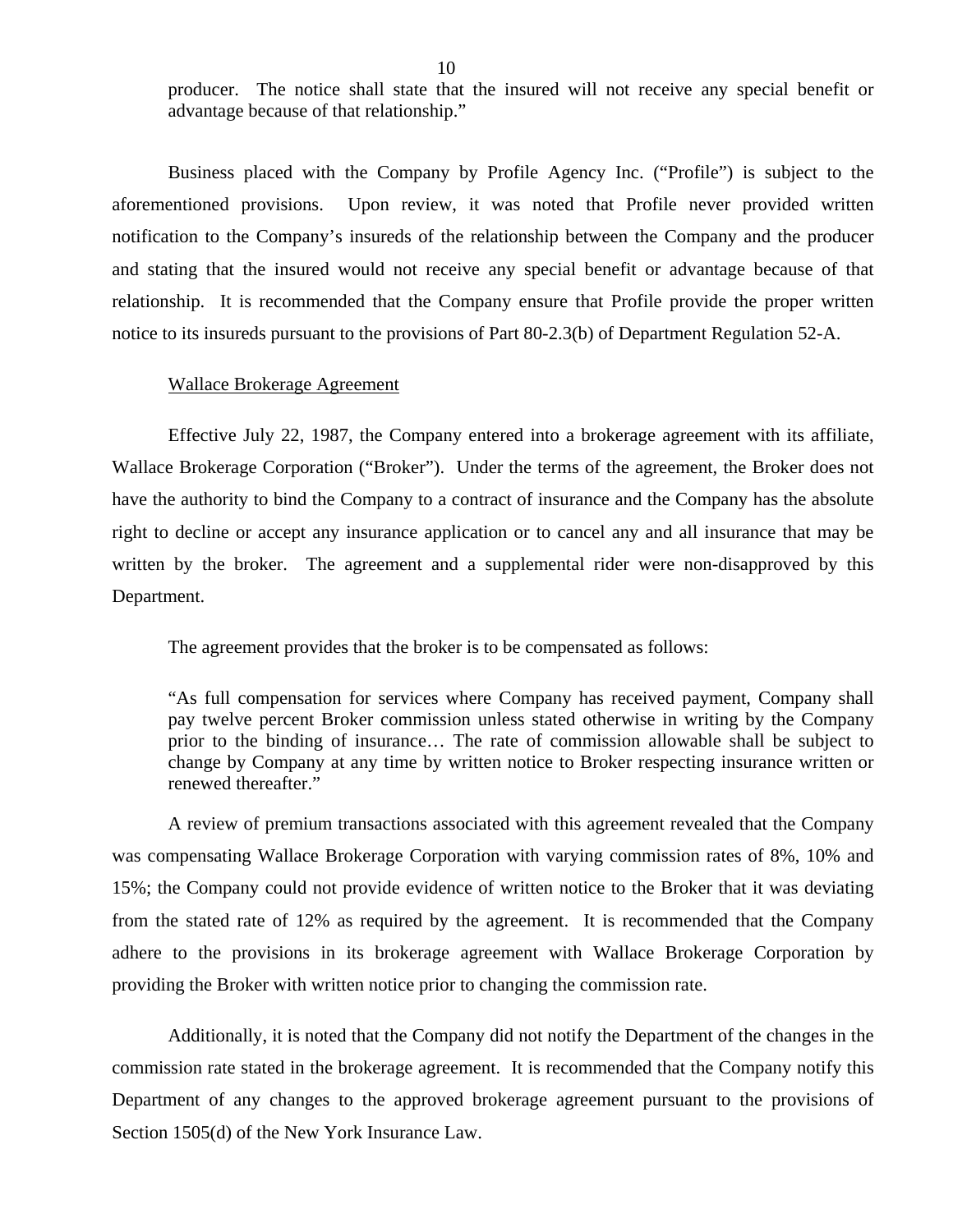producer. The notice shall state that the insured will not receive any special benefit or advantage because of that relationship."

Business placed with the Company by Profile Agency Inc. ("Profile") is subject to the aforementioned provisions. Upon review, it was noted that Profile never provided written notification to the Company's insureds of the relationship between the Company and the producer and stating that the insured would not receive any special benefit or advantage because of that relationship. It is recommended that the Company ensure that Profile provide the proper written notice to its insureds pursuant to the provisions of Part 80-2.3(b) of Department Regulation 52-A.

Wallace Brokerage Agreement

Effective July 22, 1987, the Company entered into a brokerage agreement with its affiliate, Wallace Brokerage Corporation ("Broker"). Under the terms of the agreement, the Broker does not have the authority to bind the Company to a contract of insurance and the Company has the absolute right to decline or accept any insurance application or to cancel any and all insurance that may be written by the broker. The agreement and a supplemental rider were non-disapproved by this Department.

The agreement provides that the broker is to be compensated as follows:

> "As full compensation for services where Company has received payment, Company shall pay twelve percent Broker commission unless stated otherwise in writing by the Company prior to the binding of insurance… The rate of commission allowable shall be subject to change by Company at any time by written notice to Broker respecting insurance written or renewed thereafter."

A review of premium transactions associated with this agreement revealed that the Company was compensating Wallace Brokerage Corporation with varying commission rates of 8%, 10% and 15%; the Company could not provide evidence of written notice to the Broker that it was deviating from the stated rate of 12% as required by the agreement. It is recommended that the Company adhere to the provisions in its brokerage agreement with Wallace Brokerage Corporation by providing the Broker with written notice prior to changing the commission rate.

Additionally, it is noted that the Company did not notify the Department of the changes in the commission rate stated in the brokerage agreement. It is recommended that the Company notify this Department of any changes to the approved brokerage agreement pursuant to the provisions of Section 1505(d) of the New York Insurance Law.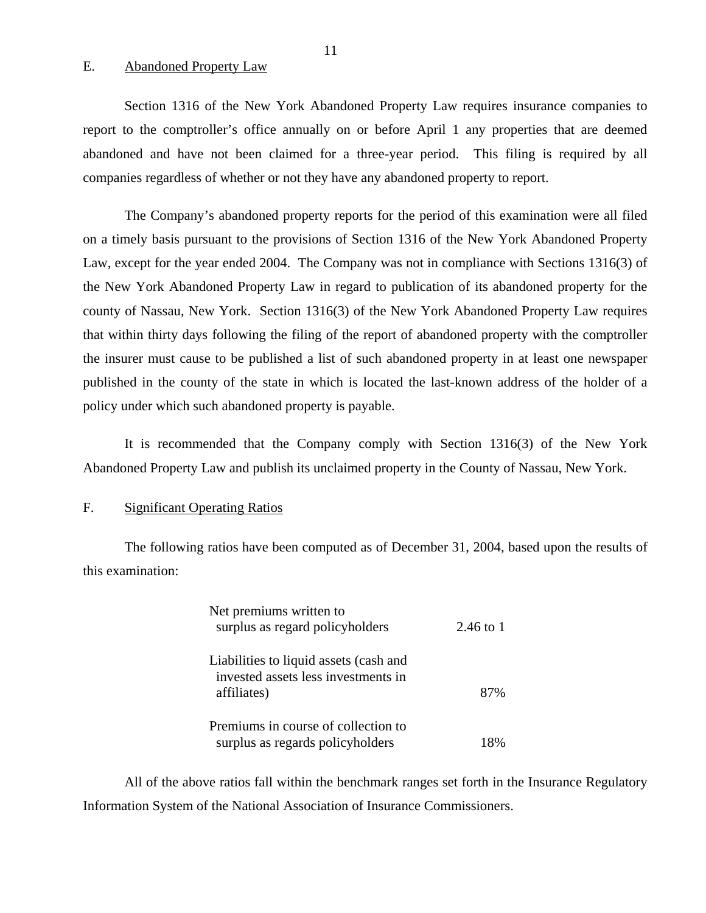## E. Abandoned Property Law

Section 1316 of the New York Abandoned Property Law requires insurance companies to report to the comptroller's office annually on or before April 1 any properties that are deemed abandoned and have not been claimed for a three-year period. This filing is required by all companies regardless of whether or not they have any abandoned property to report.

The Company's abandoned property reports for the period of this examination were all filed on a timely basis pursuant to the provisions of Section 1316 of the New York Abandoned Property Law, except for the year ended 2004. The Company was not in compliance with Sections 1316(3) of the New York Abandoned Property Law in regard to publication of its abandoned property for the county of Nassau, New York. Section 1316(3) of the New York Abandoned Property Law requires that within thirty days following the filing of the report of abandoned property with the comptroller the insurer must cause to be published a list of such abandoned property in at least one newspaper published in the county of the state in which is located the last-known address of the holder of a policy under which such abandoned property is payable.

It is recommended that the Company comply with Section 1316(3) of the New York Abandoned Property Law and publish its unclaimed property in the County of Nassau, New York.

## F. Significant Operating Ratios

The following ratios have been computed as of December 31, 2004, based upon the results of this examination:

| | |
|---|---|
| Net premiums written to surplus as regard policyholders | 2.46 to 1 |
| Liabilities to liquid assets (cash and invested assets less investments in affiliates) | 87% |
| Premiums in course of collection to surplus as regards policyholders | 18% |

All of the above ratios fall within the benchmark ranges set forth in the Insurance Regulatory Information System of the National Association of Insurance Commissioners.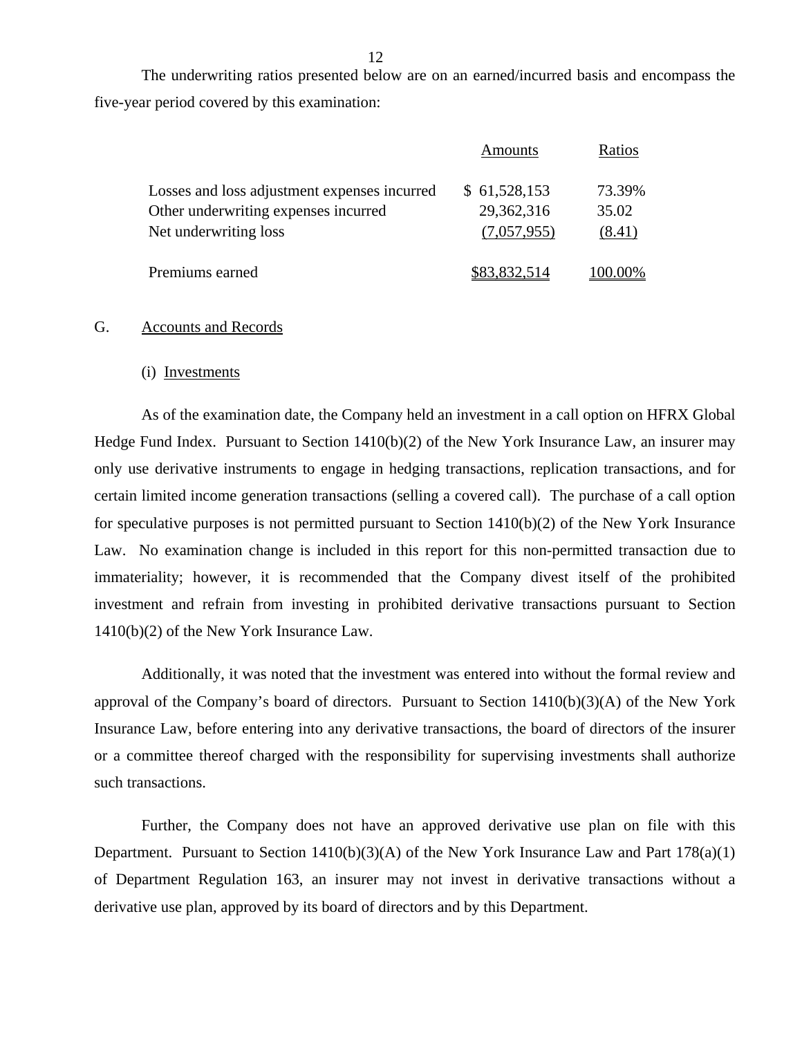The underwriting ratios presented below are on an earned/incurred basis and encompass the five-year period covered by this examination:

| | Amounts | Ratios |
|---|---|---|
| Losses and loss adjustment expenses incurred | $ 61,528,153 | 73.39% |
| Other underwriting expenses incurred | 29,362,316 | 35.02 |
| Net underwriting loss | (7,057,955) | (8.41) |
| Premiums earned | $83,832,514 | 100.00% |

## G. Accounts and Records

### (i) Investments

As of the examination date, the Company held an investment in a call option on HFRX Global Hedge Fund Index. Pursuant to Section 1410(b)(2) of the New York Insurance Law, an insurer may only use derivative instruments to engage in hedging transactions, replication transactions, and for certain limited income generation transactions (selling a covered call). The purchase of a call option for speculative purposes is not permitted pursuant to Section 1410(b)(2) of the New York Insurance Law. No examination change is included in this report for this non-permitted transaction due to immateriality; however, it is recommended that the Company divest itself of the prohibited investment and refrain from investing in prohibited derivative transactions pursuant to Section 1410(b)(2) of the New York Insurance Law.

Additionally, it was noted that the investment was entered into without the formal review and approval of the Company's board of directors. Pursuant to Section 1410(b)(3)(A) of the New York Insurance Law, before entering into any derivative transactions, the board of directors of the insurer or a committee thereof charged with the responsibility for supervising investments shall authorize such transactions.

Further, the Company does not have an approved derivative use plan on file with this Department. Pursuant to Section 1410(b)(3)(A) of the New York Insurance Law and Part 178(a)(1) of Department Regulation 163, an insurer may not invest in derivative transactions without a derivative use plan, approved by its board of directors and by this Department.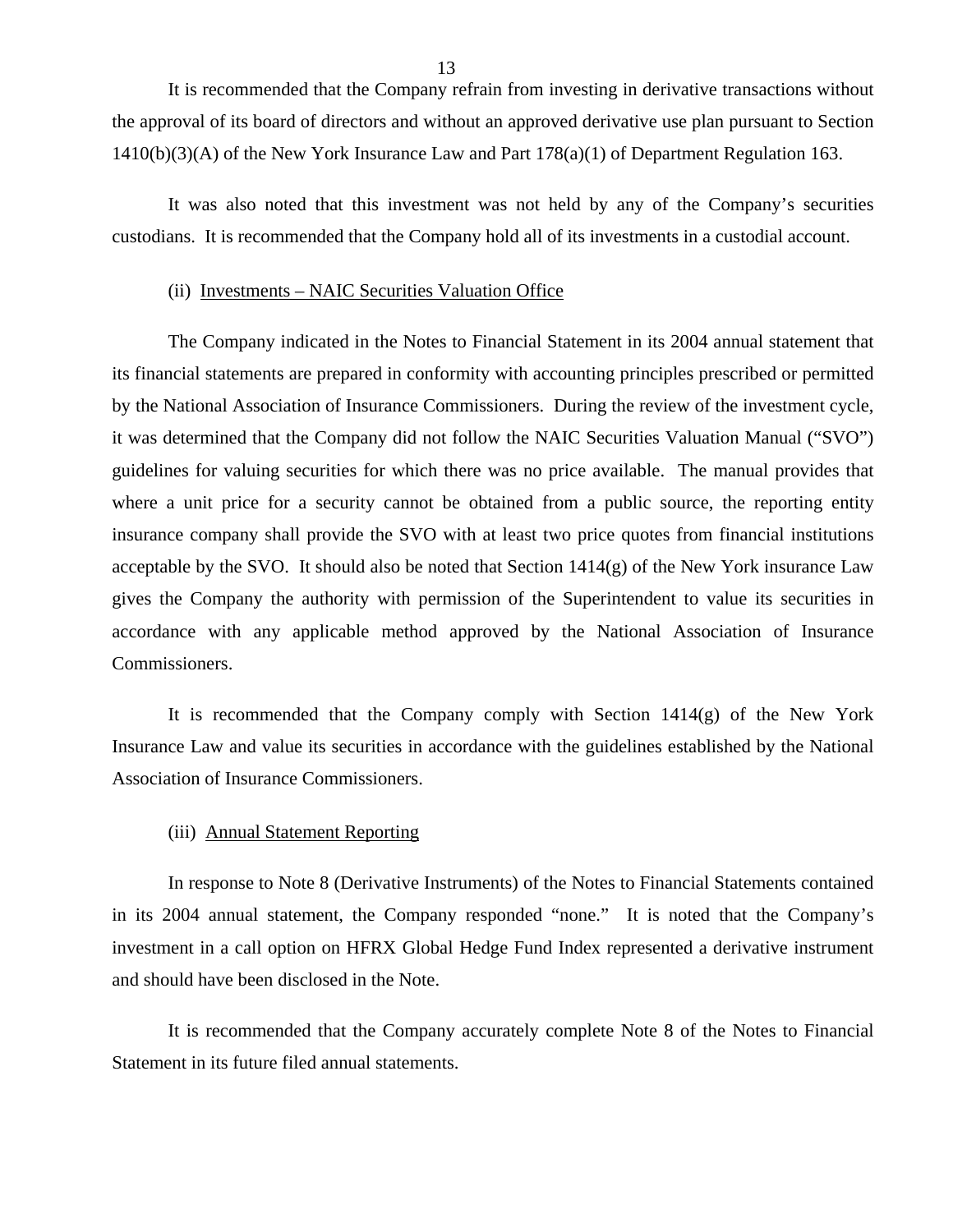It is recommended that the Company refrain from investing in derivative transactions without the approval of its board of directors and without an approved derivative use plan pursuant to Section 1410(b)(3)(A) of the New York Insurance Law and Part 178(a)(1) of Department Regulation 163.

It was also noted that this investment was not held by any of the Company's securities custodians. It is recommended that the Company hold all of its investments in a custodial account.

(ii) Investments – NAIC Securities Valuation Office

The Company indicated in the Notes to Financial Statement in its 2004 annual statement that its financial statements are prepared in conformity with accounting principles prescribed or permitted by the National Association of Insurance Commissioners. During the review of the investment cycle, it was determined that the Company did not follow the NAIC Securities Valuation Manual ("SVO") guidelines for valuing securities for which there was no price available. The manual provides that where a unit price for a security cannot be obtained from a public source, the reporting entity insurance company shall provide the SVO with at least two price quotes from financial institutions acceptable by the SVO. It should also be noted that Section 1414(g) of the New York insurance Law gives the Company the authority with permission of the Superintendent to value its securities in accordance with any applicable method approved by the National Association of Insurance Commissioners.

It is recommended that the Company comply with Section 1414(g) of the New York Insurance Law and value its securities in accordance with the guidelines established by the National Association of Insurance Commissioners.

(iii) Annual Statement Reporting

In response to Note 8 (Derivative Instruments) of the Notes to Financial Statements contained in its 2004 annual statement, the Company responded "none." It is noted that the Company's investment in a call option on HFRX Global Hedge Fund Index represented a derivative instrument and should have been disclosed in the Note.

It is recommended that the Company accurately complete Note 8 of the Notes to Financial Statement in its future filed annual statements.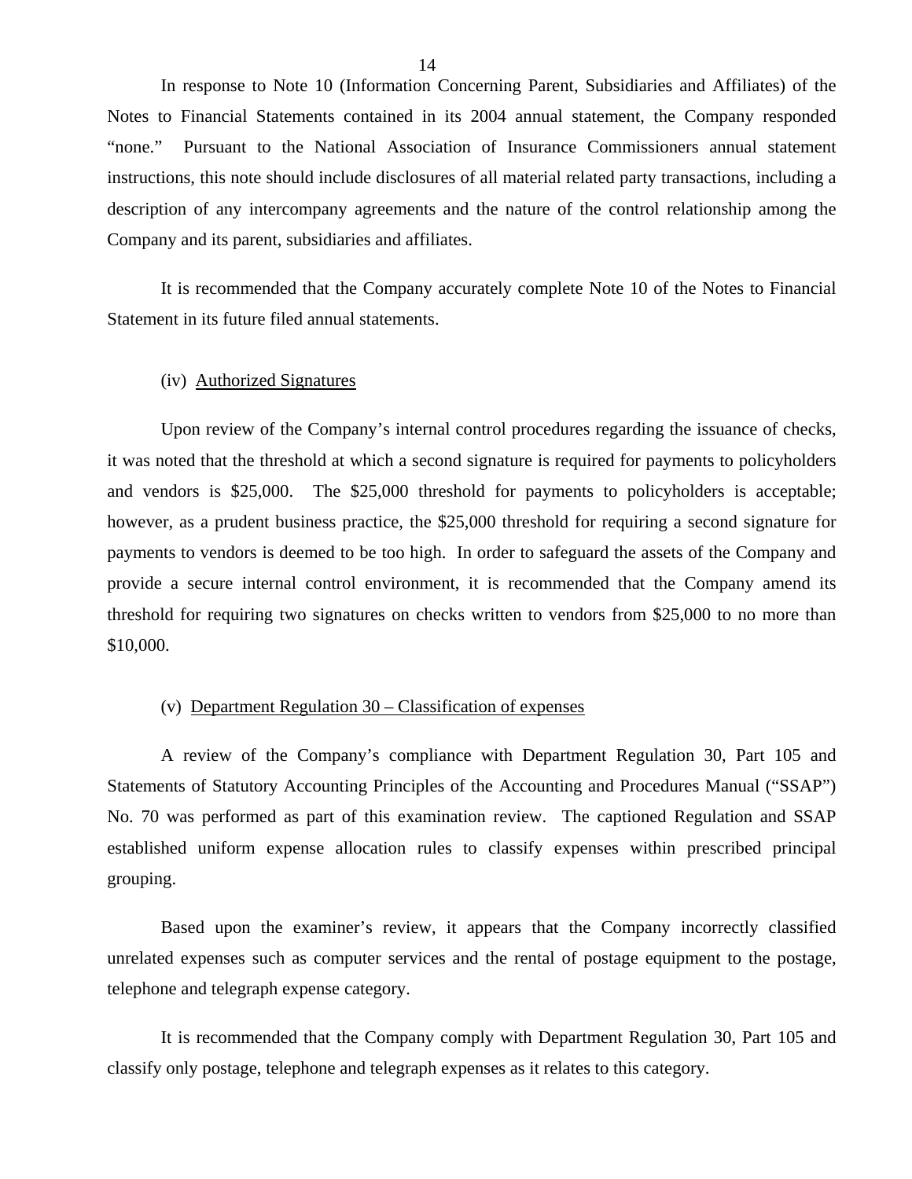In response to Note 10 (Information Concerning Parent, Subsidiaries and Affiliates) of the Notes to Financial Statements contained in its 2004 annual statement, the Company responded "none." Pursuant to the National Association of Insurance Commissioners annual statement instructions, this note should include disclosures of all material related party transactions, including a description of any intercompany agreements and the nature of the control relationship among the Company and its parent, subsidiaries and affiliates.

It is recommended that the Company accurately complete Note 10 of the Notes to Financial Statement in its future filed annual statements.

(iv) Authorized Signatures

Upon review of the Company's internal control procedures regarding the issuance of checks, it was noted that the threshold at which a second signature is required for payments to policyholders and vendors is $25,000. The $25,000 threshold for payments to policyholders is acceptable; however, as a prudent business practice, the $25,000 threshold for requiring a second signature for payments to vendors is deemed to be too high. In order to safeguard the assets of the Company and provide a secure internal control environment, it is recommended that the Company amend its threshold for requiring two signatures on checks written to vendors from $25,000 to no more than $10,000.

(v) Department Regulation 30 – Classification of expenses

A review of the Company's compliance with Department Regulation 30, Part 105 and Statements of Statutory Accounting Principles of the Accounting and Procedures Manual ("SSAP") No. 70 was performed as part of this examination review. The captioned Regulation and SSAP established uniform expense allocation rules to classify expenses within prescribed principal grouping.

Based upon the examiner's review, it appears that the Company incorrectly classified unrelated expenses such as computer services and the rental of postage equipment to the postage, telephone and telegraph expense category.

It is recommended that the Company comply with Department Regulation 30, Part 105 and classify only postage, telephone and telegraph expenses as it relates to this category.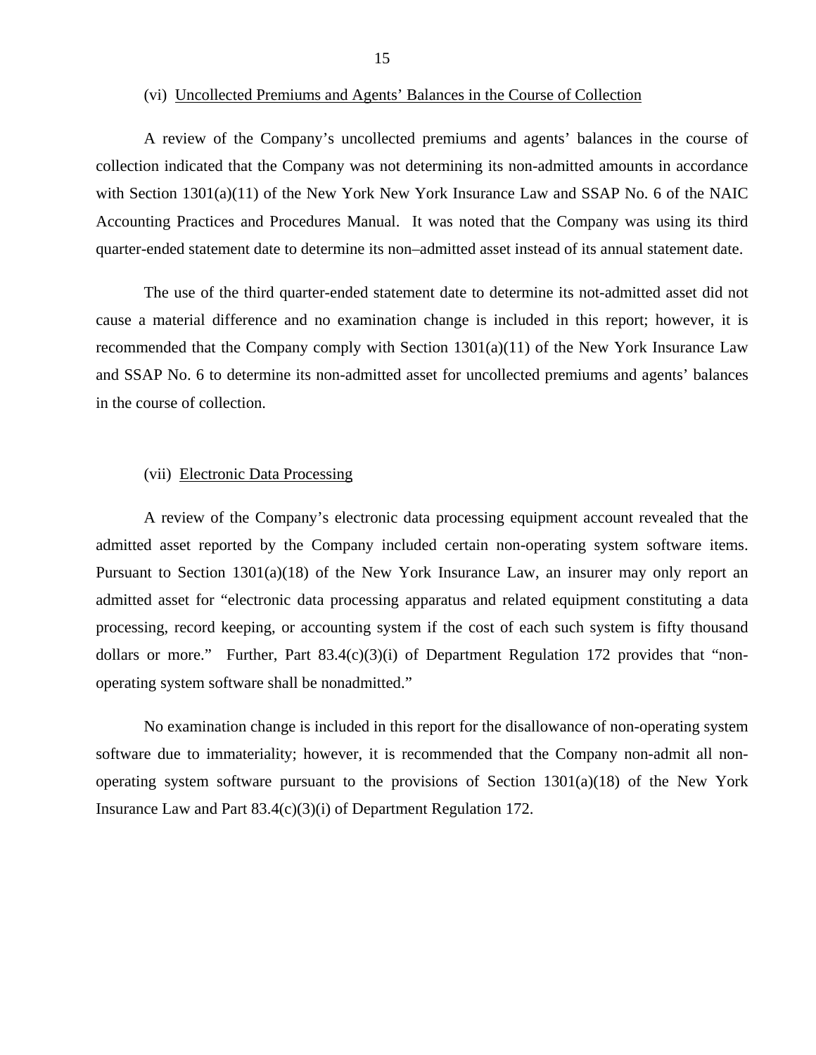(vi) Uncollected Premiums and Agents' Balances in the Course of Collection

A review of the Company's uncollected premiums and agents' balances in the course of collection indicated that the Company was not determining its non-admitted amounts in accordance with Section 1301(a)(11) of the New York New York Insurance Law and SSAP No. 6 of the NAIC Accounting Practices and Procedures Manual. It was noted that the Company was using its third quarter-ended statement date to determine its non–admitted asset instead of its annual statement date.

The use of the third quarter-ended statement date to determine its not-admitted asset did not cause a material difference and no examination change is included in this report; however, it is recommended that the Company comply with Section 1301(a)(11) of the New York Insurance Law and SSAP No. 6 to determine its non-admitted asset for uncollected premiums and agents' balances in the course of collection.

(vii) Electronic Data Processing

A review of the Company's electronic data processing equipment account revealed that the admitted asset reported by the Company included certain non-operating system software items. Pursuant to Section 1301(a)(18) of the New York Insurance Law, an insurer may only report an admitted asset for "electronic data processing apparatus and related equipment constituting a data processing, record keeping, or accounting system if the cost of each such system is fifty thousand dollars or more." Further, Part 83.4(c)(3)(i) of Department Regulation 172 provides that "non-operating system software shall be nonadmitted."

No examination change is included in this report for the disallowance of non-operating system software due to immateriality; however, it is recommended that the Company non-admit all non-operating system software pursuant to the provisions of Section 1301(a)(18) of the New York Insurance Law and Part 83.4(c)(3)(i) of Department Regulation 172.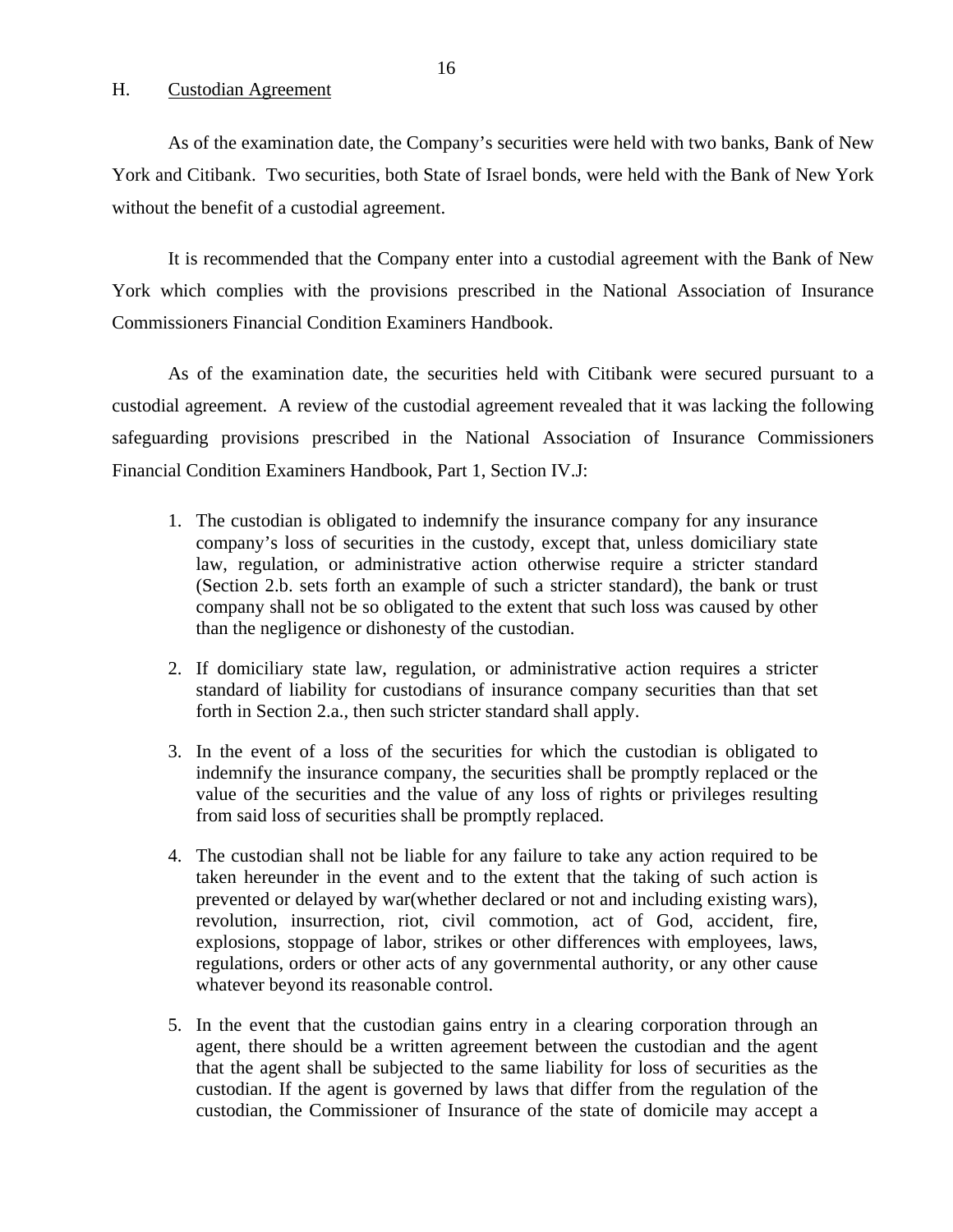## H. Custodian Agreement

As of the examination date, the Company's securities were held with two banks, Bank of New York and Citibank. Two securities, both State of Israel bonds, were held with the Bank of New York without the benefit of a custodial agreement.

It is recommended that the Company enter into a custodial agreement with the Bank of New York which complies with the provisions prescribed in the National Association of Insurance Commissioners Financial Condition Examiners Handbook.

As of the examination date, the securities held with Citibank were secured pursuant to a custodial agreement. A review of the custodial agreement revealed that it was lacking the following safeguarding provisions prescribed in the National Association of Insurance Commissioners Financial Condition Examiners Handbook, Part 1, Section IV.J:

1. The custodian is obligated to indemnify the insurance company for any insurance company's loss of securities in the custody, except that, unless domiciliary state law, regulation, or administrative action otherwise require a stricter standard (Section 2.b. sets forth an example of such a stricter standard), the bank or trust company shall not be so obligated to the extent that such loss was caused by other than the negligence or dishonesty of the custodian.

2. If domiciliary state law, regulation, or administrative action requires a stricter standard of liability for custodians of insurance company securities than that set forth in Section 2.a., then such stricter standard shall apply.

3. In the event of a loss of the securities for which the custodian is obligated to indemnify the insurance company, the securities shall be promptly replaced or the value of the securities and the value of any loss of rights or privileges resulting from said loss of securities shall be promptly replaced.

4. The custodian shall not be liable for any failure to take any action required to be taken hereunder in the event and to the extent that the taking of such action is prevented or delayed by war(whether declared or not and including existing wars), revolution, insurrection, riot, civil commotion, act of God, accident, fire, explosions, stoppage of labor, strikes or other differences with employees, laws, regulations, orders or other acts of any governmental authority, or any other cause whatever beyond its reasonable control.

5. In the event that the custodian gains entry in a clearing corporation through an agent, there should be a written agreement between the custodian and the agent that the agent shall be subjected to the same liability for loss of securities as the custodian. If the agent is governed by laws that differ from the regulation of the custodian, the Commissioner of Insurance of the state of domicile may accept a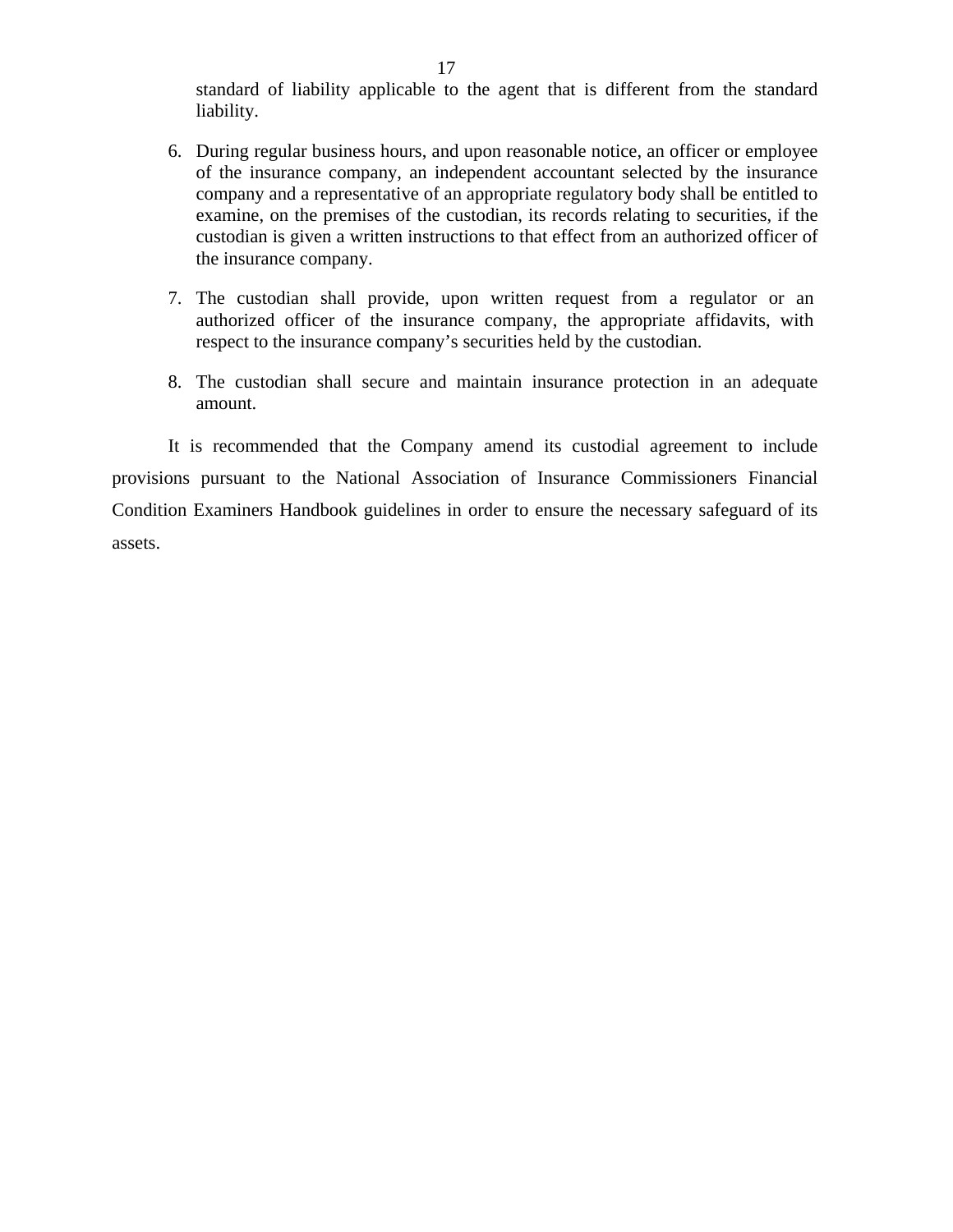standard of liability applicable to the agent that is different from the standard liability.

6. During regular business hours, and upon reasonable notice, an officer or employee of the insurance company, an independent accountant selected by the insurance company and a representative of an appropriate regulatory body shall be entitled to examine, on the premises of the custodian, its records relating to securities, if the custodian is given a written instructions to that effect from an authorized officer of the insurance company.

7. The custodian shall provide, upon written request from a regulator or an authorized officer of the insurance company, the appropriate affidavits, with respect to the insurance company's securities held by the custodian.

8. The custodian shall secure and maintain insurance protection in an adequate amount.

It is recommended that the Company amend its custodial agreement to include provisions pursuant to the National Association of Insurance Commissioners Financial Condition Examiners Handbook guidelines in order to ensure the necessary safeguard of its assets.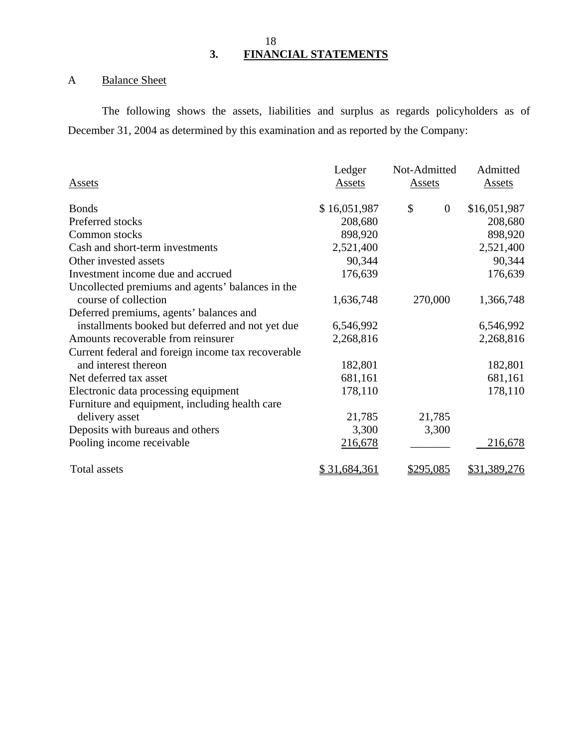## 3. FINANCIAL STATEMENTS

### A Balance Sheet

The following shows the assets, liabilities and surplus as regards policyholders as of December 31, 2004 as determined by this examination and as reported by the Company:

| Assets | Ledger Assets | Not-Admitted Assets | Admitted Assets |
|---|---|---|---|
| Bonds | $ 16,051,987 | $ 0 | $16,051,987 |
| Preferred stocks | 208,680 | | 208,680 |
| Common stocks | 898,920 | | 898,920 |
| Cash and short-term investments | 2,521,400 | | 2,521,400 |
| Other invested assets | 90,344 | | 90,344 |
| Investment income due and accrued | 176,639 | | 176,639 |
| Uncollected premiums and agents' balances in the course of collection | 1,636,748 | 270,000 | 1,366,748 |
| Deferred premiums, agents' balances and installments booked but deferred and not yet due | 6,546,992 | | 6,546,992 |
| Amounts recoverable from reinsurer | 2,268,816 | | 2,268,816 |
| Current federal and foreign income tax recoverable and interest thereon | 182,801 | | 182,801 |
| Net deferred tax asset | 681,161 | | 681,161 |
| Electronic data processing equipment | 178,110 | | 178,110 |
| Furniture and equipment, including health care delivery asset | 21,785 | 21,785 | |
| Deposits with bureaus and others | 3,300 | 3,300 | |
| Pooling income receivable | 216,678 | | 216,678 |
| Total assets | $ 31,684,361 | $295,085 | $31,389,276 |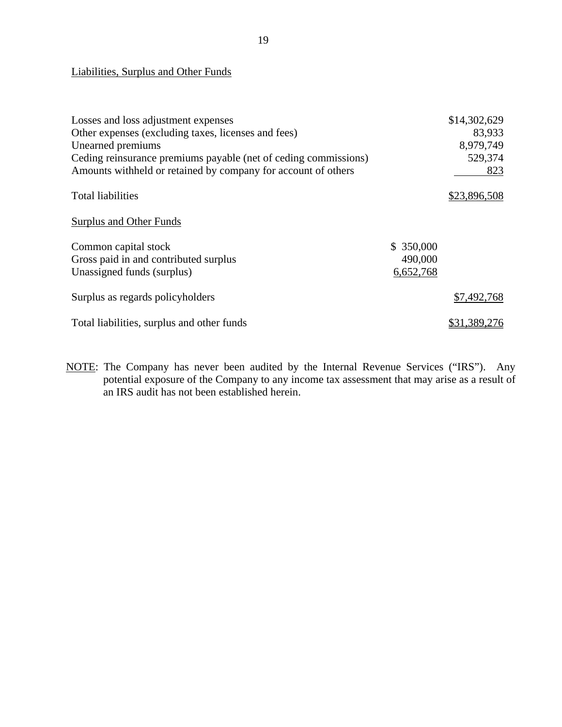Liabilities, Surplus and Other Funds

| | | |
|---|---|---|
| Losses and loss adjustment expenses | | $14,302,629 |
| Other expenses (excluding taxes, licenses and fees) | | 83,933 |
| Unearned premiums | | 8,979,749 |
| Ceding reinsurance premiums payable (net of ceding commissions) | | 529,374 |
| Amounts withheld or retained by company for account of others | | 823 |
| Total liabilities | | $23,896,508 |
| **Surplus and Other Funds** | | |
| Common capital stock | $ 350,000 | |
| Gross paid in and contributed surplus | 490,000 | |
| Unassigned funds (surplus) | 6,652,768 | |
| Surplus as regards policyholders | | $7,492,768 |
| Total liabilities, surplus and other funds | | $31,389,276 |

NOTE: The Company has never been audited by the Internal Revenue Services ("IRS"). Any potential exposure of the Company to any income tax assessment that may arise as a result of an IRS audit has not been established herein.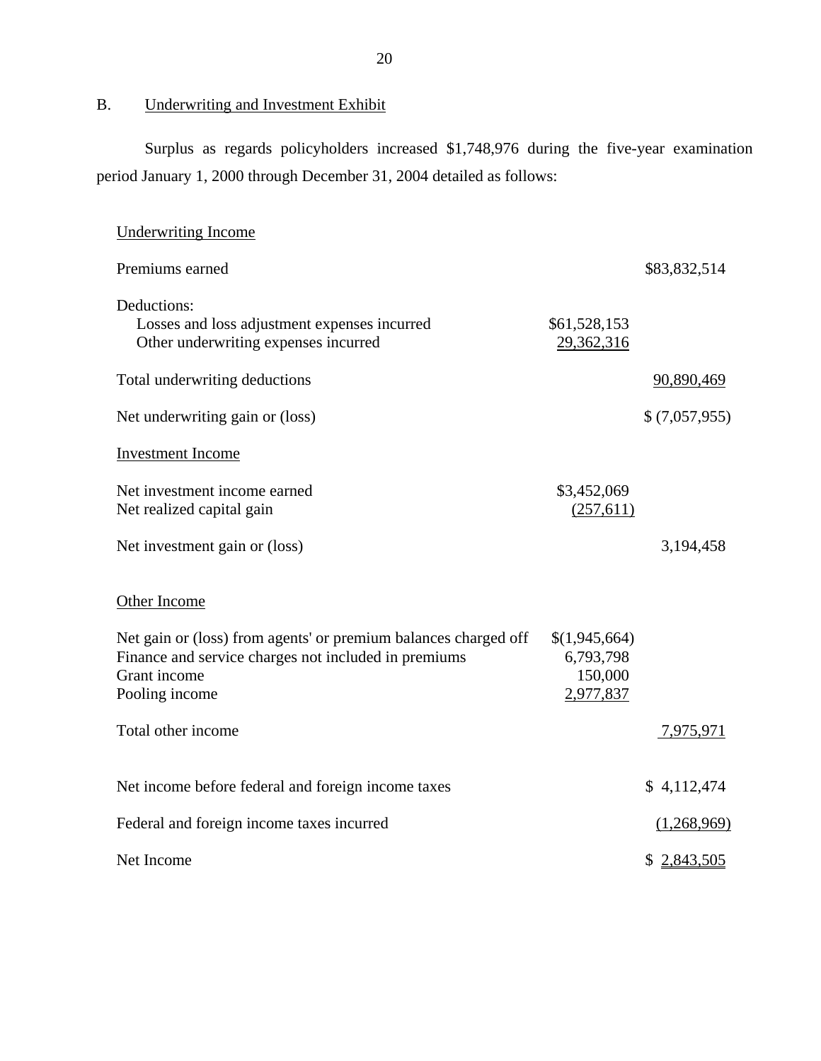## B. Underwriting and Investment Exhibit

Surplus as regards policyholders increased $1,748,976 during the five-year examination period January 1, 2000 through December 31, 2004 detailed as follows:

| | | |
|---|---|---|
| Underwriting Income | | |
| Premiums earned | | $83,832,514 |
| Deductions: | | |
| Losses and loss adjustment expenses incurred | $61,528,153 | |
| Other underwriting expenses incurred | 29,362,316 | |
| Total underwriting deductions | | 90,890,469 |
| Net underwriting gain or (loss) | | $ (7,057,955) |
| Investment Income | | |
| Net investment income earned | $3,452,069 | |
| Net realized capital gain | (257,611) | |
| Net investment gain or (loss) | | 3,194,458 |
| Other Income | | |
| Net gain or (loss) from agents' or premium balances charged off | $(1,945,664) | |
| Finance and service charges not included in premiums | 6,793,798 | |
| Grant income | 150,000 | |
| Pooling income | 2,977,837 | |
| Total other income | | 7,975,971 |
| Net income before federal and foreign income taxes | | $ 4,112,474 |
| Federal and foreign income taxes incurred | | (1,268,969) |
| Net Income | | $ 2,843,505 |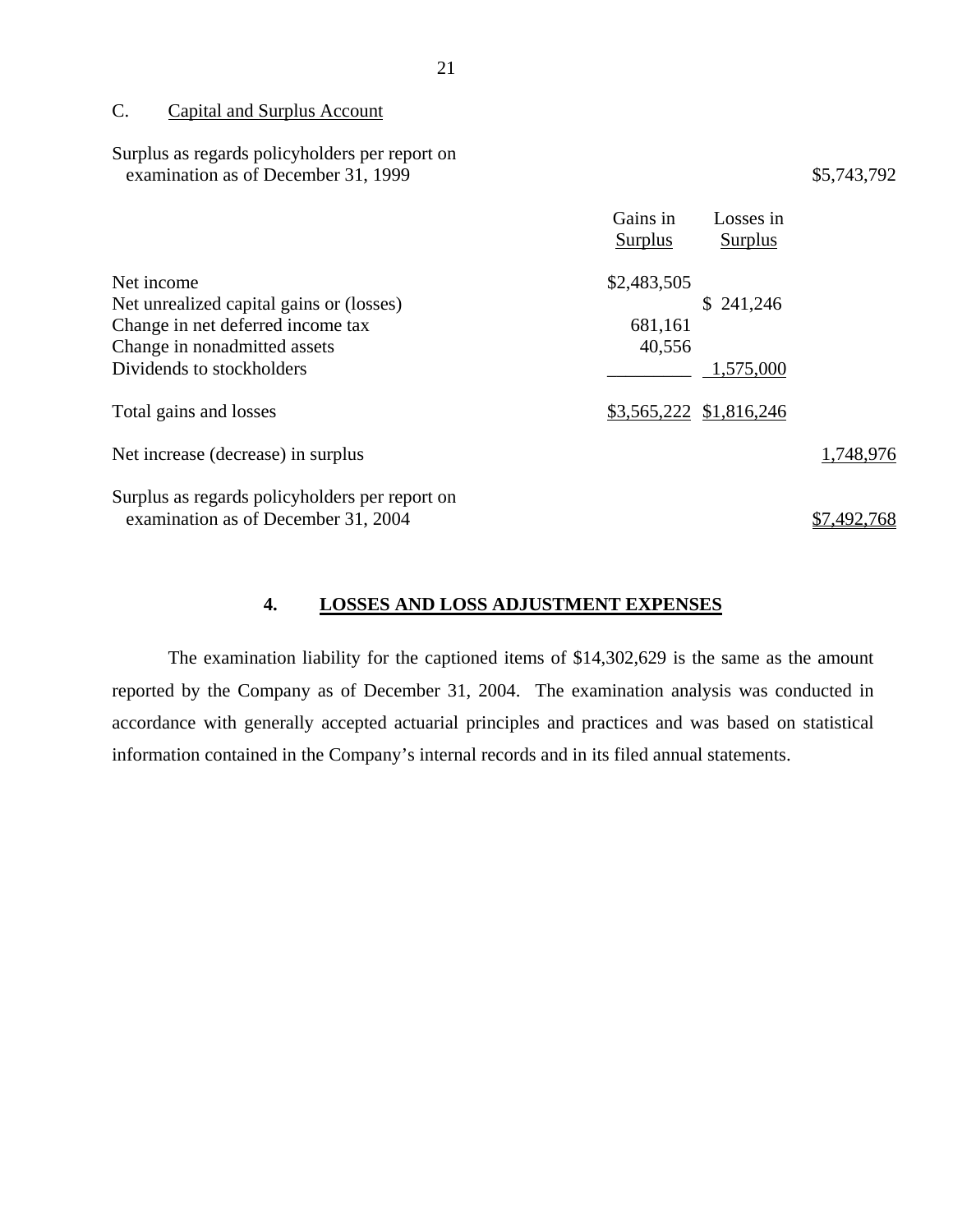C. Capital and Surplus Account

| | Gains in Surplus | Losses in Surplus | |
|---|---|---|---|
| Surplus as regards policyholders per report on examination as of December 31, 1999 | | | $5,743,792 |
| Net income | $2,483,505 | | |
| Net unrealized capital gains or (losses) | | $ 241,246 | |
| Change in net deferred income tax | 681,161 | | |
| Change in nonadmitted assets | 40,556 | | |
| Dividends to stockholders | | 1,575,000 | |
| Total gains and losses | $3,565,222 | $1,816,246 | |
| Net increase (decrease) in surplus | | | 1,748,976 |
| Surplus as regards policyholders per report on examination as of December 31, 2004 | | | $7,492,768 |

## 4. LOSSES AND LOSS ADJUSTMENT EXPENSES

The examination liability for the captioned items of $14,302,629 is the same as the amount reported by the Company as of December 31, 2004. The examination analysis was conducted in accordance with generally accepted actuarial principles and practices and was based on statistical information contained in the Company's internal records and in its filed annual statements.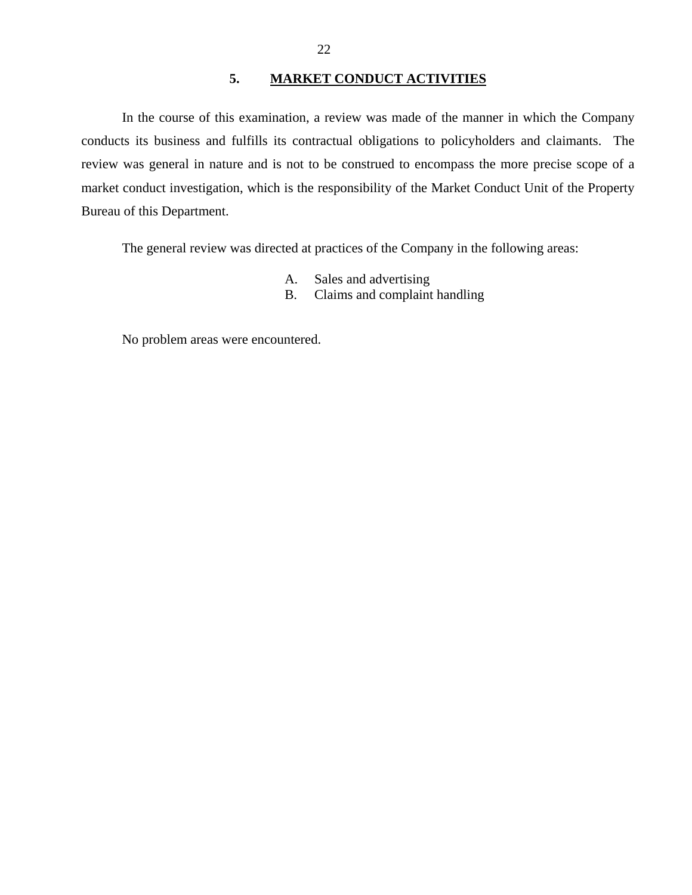## 5. MARKET CONDUCT ACTIVITIES

In the course of this examination, a review was made of the manner in which the Company conducts its business and fulfills its contractual obligations to policyholders and claimants. The review was general in nature and is not to be construed to encompass the more precise scope of a market conduct investigation, which is the responsibility of the Market Conduct Unit of the Property Bureau of this Department.

The general review was directed at practices of the Company in the following areas:

A. Sales and advertising
B. Claims and complaint handling

No problem areas were encountered.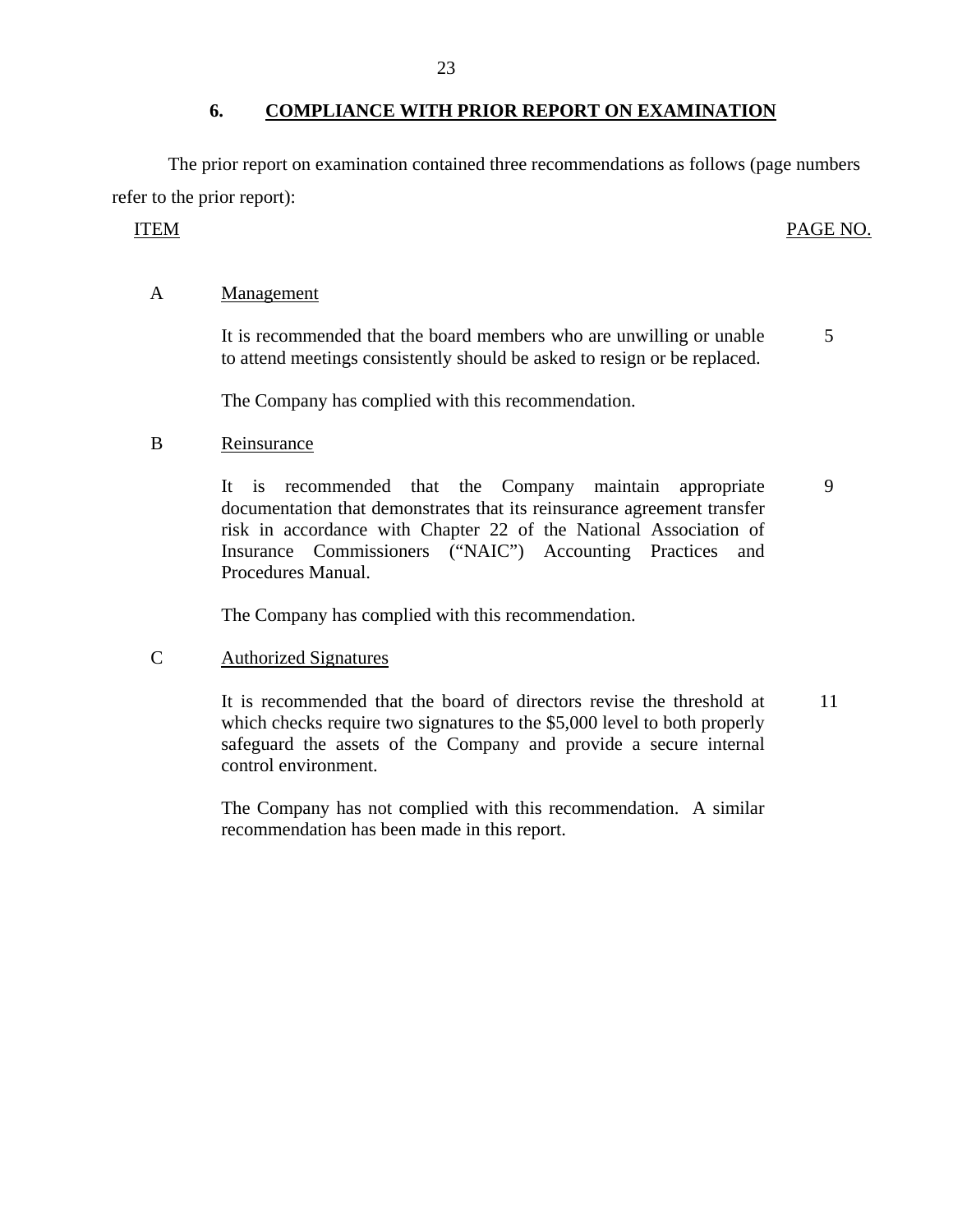## 6. COMPLIANCE WITH PRIOR REPORT ON EXAMINATION

The prior report on examination contained three recommendations as follows (page numbers refer to the prior report):

| ITEM | | PAGE NO. |
|---|---|---|
| A | Management | |
| | It is recommended that the board members who are unwilling or unable to attend meetings consistently should be asked to resign or be replaced. | 5 |
| | The Company has complied with this recommendation. | |
| B | Reinsurance | |
| | It is recommended that the Company maintain appropriate documentation that demonstrates that its reinsurance agreement transfer risk in accordance with Chapter 22 of the National Association of Insurance Commissioners ("NAIC") Accounting Practices and Procedures Manual. | 9 |
| | The Company has complied with this recommendation. | |
| C | Authorized Signatures | |
| | It is recommended that the board of directors revise the threshold at which checks require two signatures to the $5,000 level to both properly safeguard the assets of the Company and provide a secure internal control environment. | 11 |
| | The Company has not complied with this recommendation. A similar recommendation has been made in this report. | |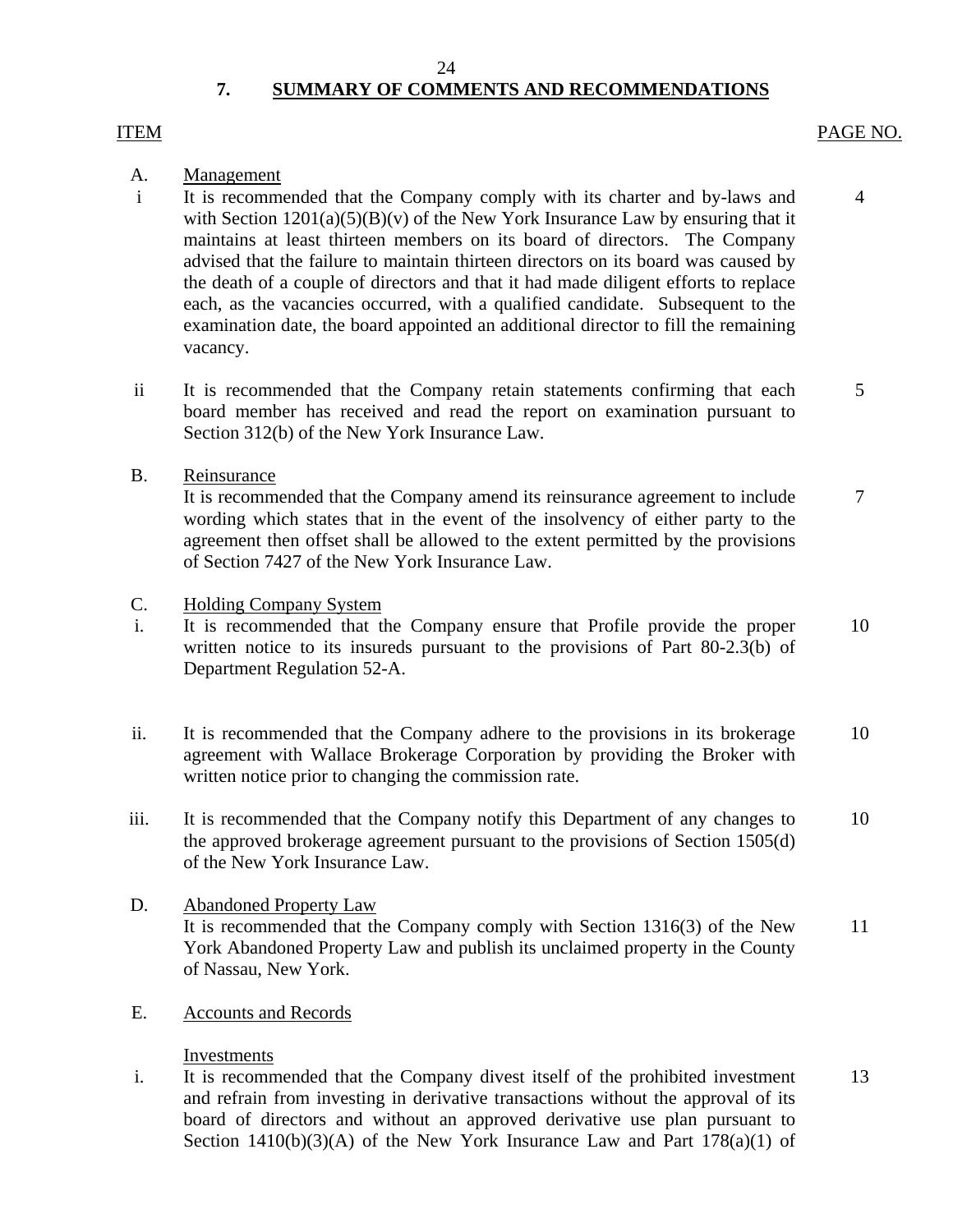## 7. SUMMARY OF COMMENTS AND RECOMMENDATIONS

| ITEM | | PAGE NO. |
|---|---|---|
| A. | Management | |
| i | It is recommended that the Company comply with its charter and by-laws and with Section 1201(a)(5)(B)(v) of the New York Insurance Law by ensuring that it maintains at least thirteen members on its board of directors. The Company advised that the failure to maintain thirteen directors on its board was caused by the death of a couple of directors and that it had made diligent efforts to replace each, as the vacancies occurred, with a qualified candidate. Subsequent to the examination date, the board appointed an additional director to fill the remaining vacancy. | 4 |
| ii | It is recommended that the Company retain statements confirming that each board member has received and read the report on examination pursuant to Section 312(b) of the New York Insurance Law. | 5 |
| B. | Reinsurance<br>It is recommended that the Company amend its reinsurance agreement to include wording which states that in the event of the insolvency of either party to the agreement then offset shall be allowed to the extent permitted by the provisions of Section 7427 of the New York Insurance Law. | 7 |
| C. | Holding Company System | |
| i. | It is recommended that the Company ensure that Profile provide the proper written notice to its insureds pursuant to the provisions of Part 80-2.3(b) of Department Regulation 52-A. | 10 |
| ii. | It is recommended that the Company adhere to the provisions in its brokerage agreement with Wallace Brokerage Corporation by providing the Broker with written notice prior to changing the commission rate. | 10 |
| iii. | It is recommended that the Company notify this Department of any changes to the approved brokerage agreement pursuant to the provisions of Section 1505(d) of the New York Insurance Law. | 10 |
| D. | Abandoned Property Law<br>It is recommended that the Company comply with Section 1316(3) of the New York Abandoned Property Law and publish its unclaimed property in the County of Nassau, New York. | 11 |
| E. | Accounts and Records | |
| | Investments | |
| i. | It is recommended that the Company divest itself of the prohibited investment and refrain from investing in derivative transactions without the approval of its board of directors and without an approved derivative use plan pursuant to Section 1410(b)(3)(A) of the New York Insurance Law and Part 178(a)(1) of | 13 |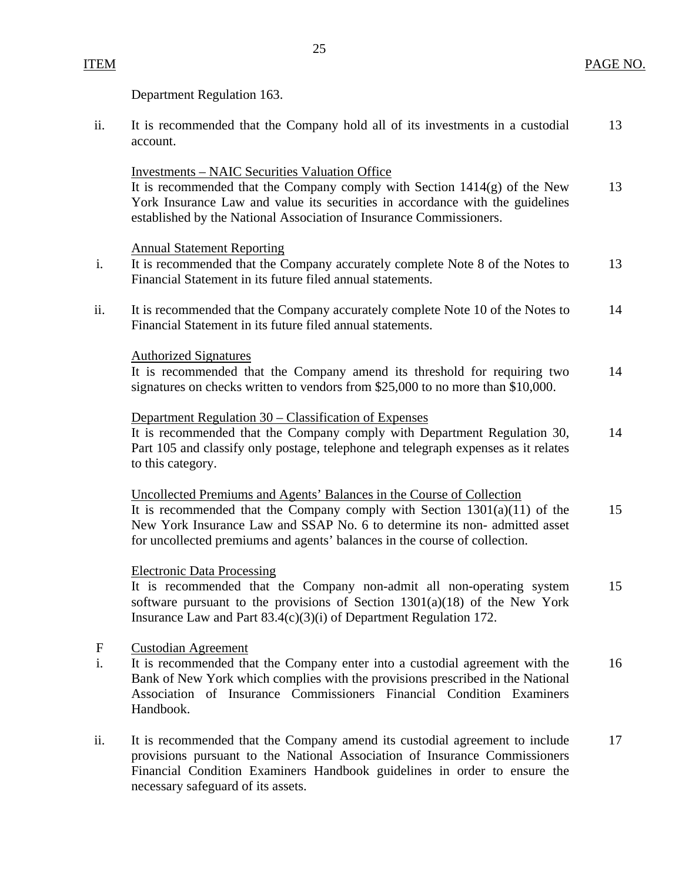| ITEM | | PAGE NO. |
|---|---|---|
| | Department Regulation 163. | |
| ii. | It is recommended that the Company hold all of its investments in a custodial account. | 13 |
| | Investments – NAIC Securities Valuation Office<br>It is recommended that the Company comply with Section 1414(g) of the New York Insurance Law and value its securities in accordance with the guidelines established by the National Association of Insurance Commissioners. | 13 |
| i. | Annual Statement Reporting<br>It is recommended that the Company accurately complete Note 8 of the Notes to Financial Statement in its future filed annual statements. | 13 |
| ii. | It is recommended that the Company accurately complete Note 10 of the Notes to Financial Statement in its future filed annual statements. | 14 |
| | Authorized Signatures<br>It is recommended that the Company amend its threshold for requiring two signatures on checks written to vendors from $25,000 to no more than $10,000. | 14 |
| | Department Regulation 30 – Classification of Expenses<br>It is recommended that the Company comply with Department Regulation 30, Part 105 and classify only postage, telephone and telegraph expenses as it relates to this category. | 14 |
| | Uncollected Premiums and Agents' Balances in the Course of Collection<br>It is recommended that the Company comply with Section 1301(a)(11) of the New York Insurance Law and SSAP No. 6 to determine its non- admitted asset for uncollected premiums and agents' balances in the course of collection. | 15 |
| | Electronic Data Processing<br>It is recommended that the Company non-admit all non-operating system software pursuant to the provisions of Section 1301(a)(18) of the New York Insurance Law and Part 83.4(c)(3)(i) of Department Regulation 172. | 15 |
| F<br>i. | Custodian Agreement<br>It is recommended that the Company enter into a custodial agreement with the Bank of New York which complies with the provisions prescribed in the National Association of Insurance Commissioners Financial Condition Examiners Handbook. | 16 |
| ii. | It is recommended that the Company amend its custodial agreement to include provisions pursuant to the National Association of Insurance Commissioners Financial Condition Examiners Handbook guidelines in order to ensure the necessary safeguard of its assets. | 17 |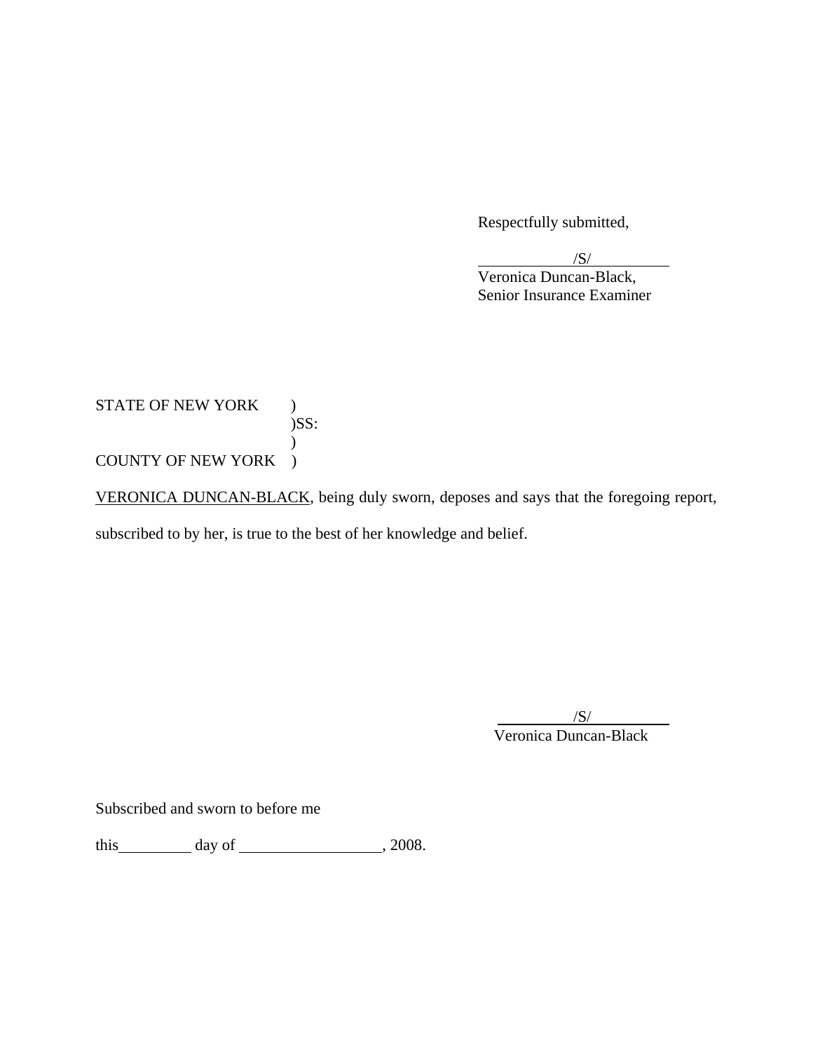Respectfully submitted,

/S/

Veronica Duncan-Black,
Senior Insurance Examiner

STATE OF NEW YORK )
)SS:
)
COUNTY OF NEW YORK )

VERONICA DUNCAN-BLACK, being duly sworn, deposes and says that the foregoing report, subscribed to by her, is true to the best of her knowledge and belief.

/S/

Veronica Duncan-Black

Subscribed and sworn to before me

this\_\_\_\_\_\_\_\_\_ day of \_\_\_\_\_\_\_\_\_\_\_\_\_\_\_\_\_, 2008.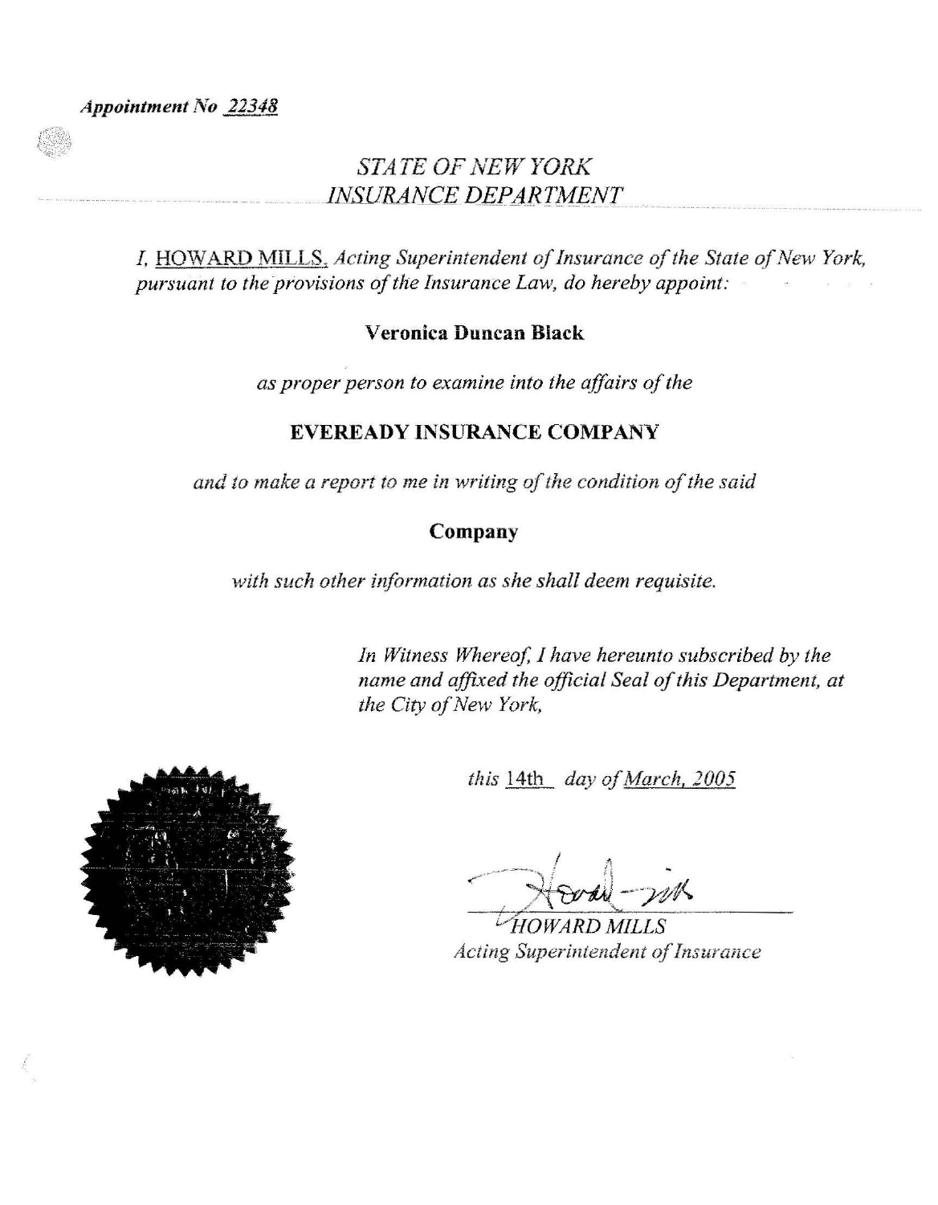*Appointment No 22348*

## *STATE OF NEW YORK*
## *INSURANCE DEPARTMENT*

*I,* HOWARD MILLS, *Acting Superintendent of Insurance of the State of New York, pursuant to the provisions of the Insurance Law, do hereby appoint:*

**Veronica Duncan Black**

*as proper person to examine into the affairs of the*

**EVEREADY INSURANCE COMPANY**

*and to make a report to me in writing of the condition of the said*

**Company**

*with such other information as she shall deem requisite.*

*In Witness Whereof, I have hereunto subscribed by the name and affixed the official Seal of this Department, at the City of New York,*

*this* 14th *day of March, 2005*

*HOWARD MILLS*
*Acting Superintendent of Insurance*